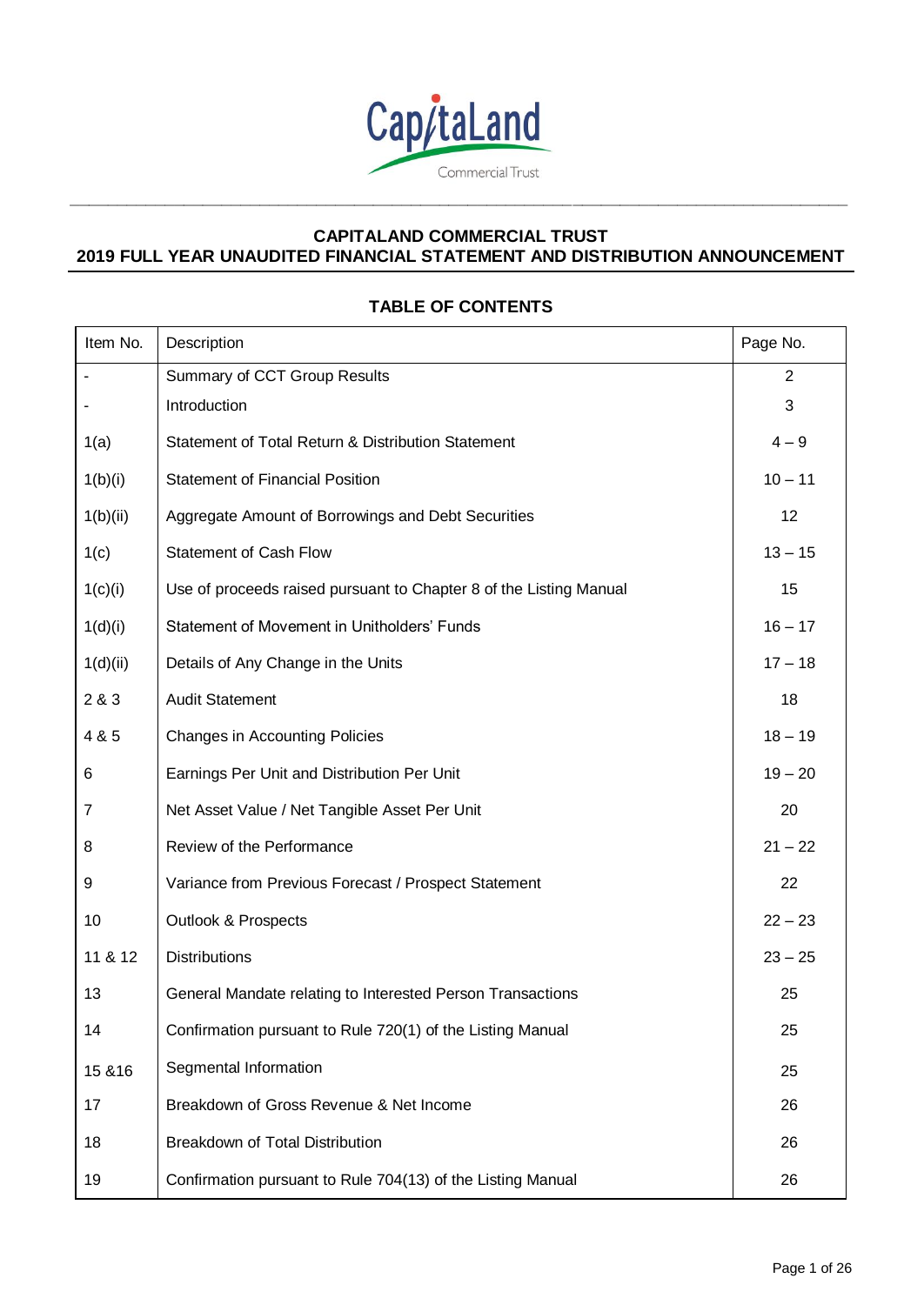# CAPITALAND COMMERCIAL TRUST
# 2019 FULL YEAR UNAUDITED FINANCIAL STATEMENT AND DISTRIBUTION ANNOUNCEMENT

## TABLE OF CONTENTS

| Item No. | Description | Page No. |
|---|---|---|
| - | Summary of CCT Group Results | 2 |
| - | Introduction | 3 |
| 1(a) | Statement of Total Return & Distribution Statement | 4 – 9 |
| 1(b)(i) | Statement of Financial Position | 10 – 11 |
| 1(b)(ii) | Aggregate Amount of Borrowings and Debt Securities | 12 |
| 1(c) | Statement of Cash Flow | 13 – 15 |
| 1(c)(i) | Use of proceeds raised pursuant to Chapter 8 of the Listing Manual | 15 |
| 1(d)(i) | Statement of Movement in Unitholders' Funds | 16 – 17 |
| 1(d)(ii) | Details of Any Change in the Units | 17 – 18 |
| 2 & 3 | Audit Statement | 18 |
| 4 & 5 | Changes in Accounting Policies | 18 – 19 |
| 6 | Earnings Per Unit and Distribution Per Unit | 19 – 20 |
| 7 | Net Asset Value / Net Tangible Asset Per Unit | 20 |
| 8 | Review of the Performance | 21 – 22 |
| 9 | Variance from Previous Forecast / Prospect Statement | 22 |
| 10 | Outlook & Prospects | 22 – 23 |
| 11 & 12 | Distributions | 23 – 25 |
| 13 | General Mandate relating to Interested Person Transactions | 25 |
| 14 | Confirmation pursuant to Rule 720(1) of the Listing Manual | 25 |
| 15 &16 | Segmental Information | 25 |
| 17 | Breakdown of Gross Revenue & Net Income | 26 |
| 18 | Breakdown of Total Distribution | 26 |
| 19 | Confirmation pursuant to Rule 704(13) of the Listing Manual | 26 |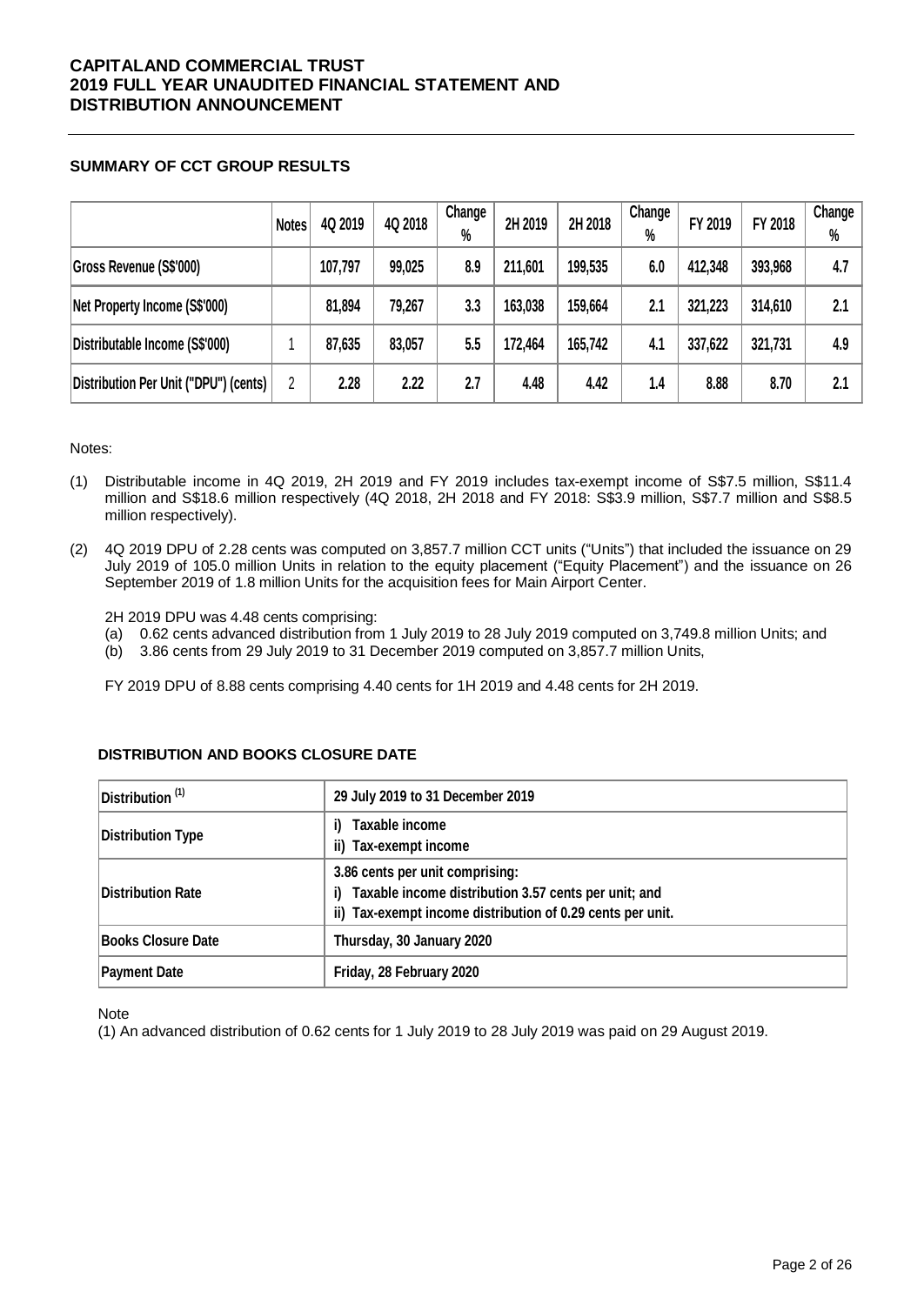# CAPITALAND COMMERCIAL TRUST
# 2019 FULL YEAR UNAUDITED FINANCIAL STATEMENT AND DISTRIBUTION ANNOUNCEMENT

## SUMMARY OF CCT GROUP RESULTS

| | Notes | 4Q 2019 | 4Q 2018 | Change % | 2H 2019 | 2H 2018 | Change % | FY 2019 | FY 2018 | Change % |
|---|---|---|---|---|---|---|---|---|---|---|
| Gross Revenue (S$'000) | | 107,797 | 99,025 | 8.9 | 211,601 | 199,535 | 6.0 | 412,348 | 393,968 | 4.7 |
| Net Property Income (S$'000) | | 81,894 | 79,267 | 3.3 | 163,038 | 159,664 | 2.1 | 321,223 | 314,610 | 2.1 |
| Distributable Income (S$'000) | 1 | 87,635 | 83,057 | 5.5 | 172,464 | 165,742 | 4.1 | 337,622 | 321,731 | 4.9 |
| Distribution Per Unit ("DPU") (cents) | 2 | 2.28 | 2.22 | 2.7 | 4.48 | 4.42 | 1.4 | 8.88 | 8.70 | 2.1 |

Notes:

(1) Distributable income in 4Q 2019, 2H 2019 and FY 2019 includes tax-exempt income of S$7.5 million, S$11.4 million and S$18.6 million respectively (4Q 2018, 2H 2018 and FY 2018: S$3.9 million, S$7.7 million and S$8.5 million respectively).

(2) 4Q 2019 DPU of 2.28 cents was computed on 3,857.7 million CCT units ("Units") that included the issuance on 29 July 2019 of 105.0 million Units in relation to the equity placement ("Equity Placement") and the issuance on 26 September 2019 of 1.8 million Units for the acquisition fees for Main Airport Center.

2H 2019 DPU was 4.48 cents comprising:
(a) 0.62 cents advanced distribution from 1 July 2019 to 28 July 2019 computed on 3,749.8 million Units; and
(b) 3.86 cents from 29 July 2019 to 31 December 2019 computed on 3,857.7 million Units,

FY 2019 DPU of 8.88 cents comprising 4.40 cents for 1H 2019 and 4.48 cents for 2H 2019.

## DISTRIBUTION AND BOOKS CLOSURE DATE

| | |
|---|---|
| Distribution [(1)] | 29 July 2019 to 31 December 2019 |
| Distribution Type | i) Taxable income<br>ii) Tax-exempt income |
| Distribution Rate | 3.86 cents per unit comprising:<br>i) Taxable income distribution 3.57 cents per unit; and<br>ii) Tax-exempt income distribution of 0.29 cents per unit. |
| Books Closure Date | Thursday, 30 January 2020 |
| Payment Date | Friday, 28 February 2020 |

Note
(1) An advanced distribution of 0.62 cents for 1 July 2019 to 28 July 2019 was paid on 29 August 2019.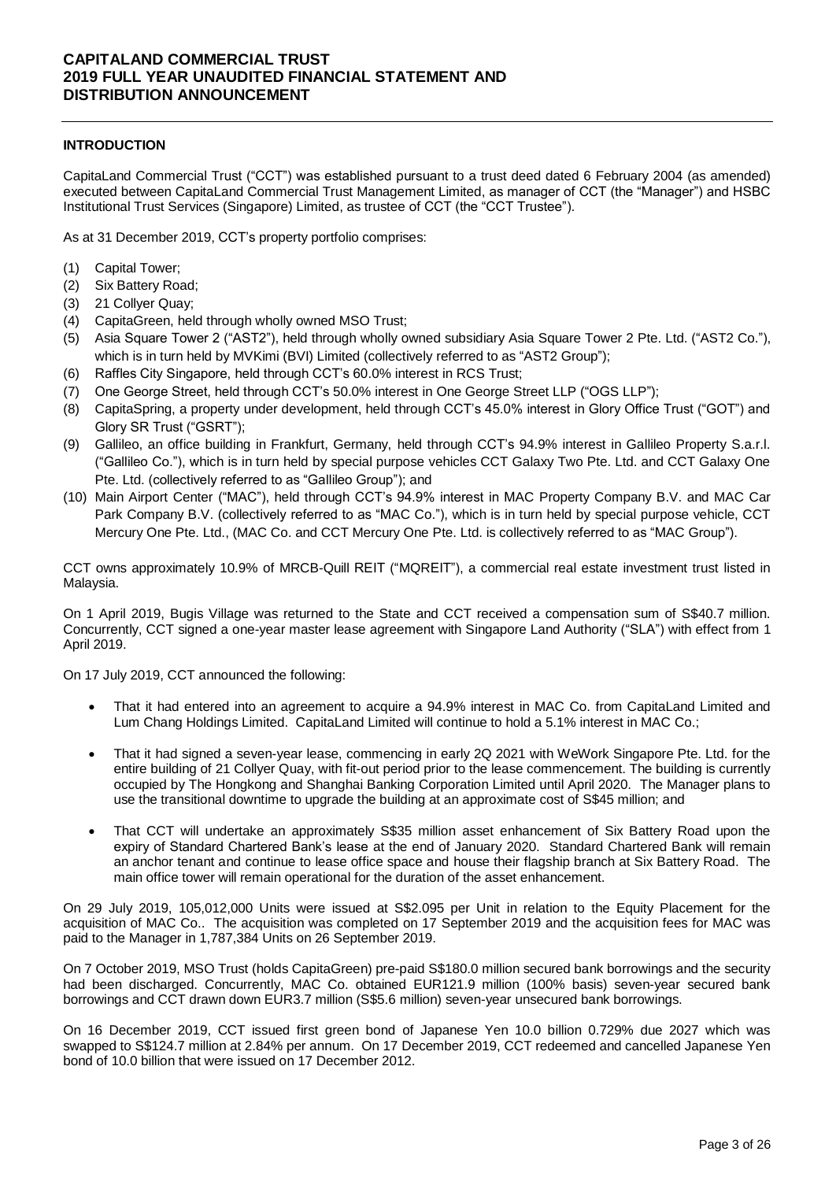## INTRODUCTION

CapitaLand Commercial Trust ("CCT") was established pursuant to a trust deed dated 6 February 2004 (as amended) executed between CapitaLand Commercial Trust Management Limited, as manager of CCT (the "Manager") and HSBC Institutional Trust Services (Singapore) Limited, as trustee of CCT (the "CCT Trustee").

As at 31 December 2019, CCT's property portfolio comprises:

(1) Capital Tower;
(2) Six Battery Road;
(3) 21 Collyer Quay;
(4) CapitaGreen, held through wholly owned MSO Trust;
(5) Asia Square Tower 2 ("AST2"), held through wholly owned subsidiary Asia Square Tower 2 Pte. Ltd. ("AST2 Co."), which is in turn held by MVKimi (BVI) Limited (collectively referred to as "AST2 Group");
(6) Raffles City Singapore, held through CCT's 60.0% interest in RCS Trust;
(7) One George Street, held through CCT's 50.0% interest in One George Street LLP ("OGS LLP");
(8) CapitaSpring, a property under development, held through CCT's 45.0% interest in Glory Office Trust ("GOT") and Glory SR Trust ("GSRT");
(9) Gallileo, an office building in Frankfurt, Germany, held through CCT's 94.9% interest in Gallileo Property S.a.r.l. ("Gallileo Co."), which is in turn held by special purpose vehicles CCT Galaxy Two Pte. Ltd. and CCT Galaxy One Pte. Ltd. (collectively referred to as "Gallileo Group"); and
(10) Main Airport Center ("MAC"), held through CCT's 94.9% interest in MAC Property Company B.V. and MAC Car Park Company B.V. (collectively referred to as "MAC Co."), which is in turn held by special purpose vehicle, CCT Mercury One Pte. Ltd., (MAC Co. and CCT Mercury One Pte. Ltd. is collectively referred to as "MAC Group").

CCT owns approximately 10.9% of MRCB-Quill REIT ("MQREIT"), a commercial real estate investment trust listed in Malaysia.

On 1 April 2019, Bugis Village was returned to the State and CCT received a compensation sum of S$40.7 million. Concurrently, CCT signed a one-year master lease agreement with Singapore Land Authority ("SLA") with effect from 1 April 2019.

On 17 July 2019, CCT announced the following:

- That it had entered into an agreement to acquire a 94.9% interest in MAC Co. from CapitaLand Limited and Lum Chang Holdings Limited. CapitaLand Limited will continue to hold a 5.1% interest in MAC Co.;

- That it had signed a seven-year lease, commencing in early 2Q 2021 with WeWork Singapore Pte. Ltd. for the entire building of 21 Collyer Quay, with fit-out period prior to the lease commencement. The building is currently occupied by The Hongkong and Shanghai Banking Corporation Limited until April 2020. The Manager plans to use the transitional downtime to upgrade the building at an approximate cost of S$45 million; and

- That CCT will undertake an approximately S$35 million asset enhancement of Six Battery Road upon the expiry of Standard Chartered Bank's lease at the end of January 2020. Standard Chartered Bank will remain an anchor tenant and continue to lease office space and house their flagship branch at Six Battery Road. The main office tower will remain operational for the duration of the asset enhancement.

On 29 July 2019, 105,012,000 Units were issued at S$2.095 per Unit in relation to the Equity Placement for the acquisition of MAC Co.. The acquisition was completed on 17 September 2019 and the acquisition fees for MAC was paid to the Manager in 1,787,384 Units on 26 September 2019.

On 7 October 2019, MSO Trust (holds CapitaGreen) pre-paid S$180.0 million secured bank borrowings and the security had been discharged. Concurrently, MAC Co. obtained EUR121.9 million (100% basis) seven-year secured bank borrowings and CCT drawn down EUR3.7 million (S$5.6 million) seven-year unsecured bank borrowings.

On 16 December 2019, CCT issued first green bond of Japanese Yen 10.0 billion 0.729% due 2027 which was swapped to S$124.7 million at 2.84% per annum. On 17 December 2019, CCT redeemed and cancelled Japanese Yen bond of 10.0 billion that were issued on 17 December 2012.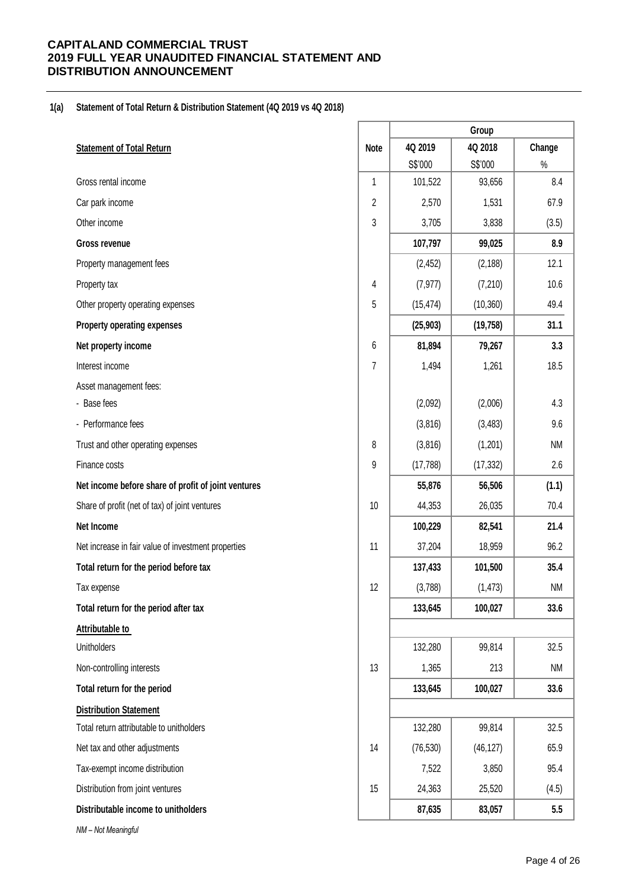**CAPITALAND COMMERCIAL TRUST**
**2019 FULL YEAR UNAUDITED FINANCIAL STATEMENT AND DISTRIBUTION ANNOUNCEMENT**

**1(a) Statement of Total Return & Distribution Statement (4Q 2019 vs 4Q 2018)**

| | | Group | | |
|---|---|---|---|---|
| **Statement of Total Return** | **Note** | **4Q 2019** | **4Q 2018** | **Change** |
| | | S$'000 | S$'000 | % |
| Gross rental income | 1 | 101,522 | 93,656 | 8.4 |
| Car park income | 2 | 2,570 | 1,531 | 67.9 |
| Other income | 3 | 3,705 | 3,838 | (3.5) |
| **Gross revenue** | | **107,797** | **99,025** | **8.9** |
| Property management fees | | (2,452) | (2,188) | 12.1 |
| Property tax | 4 | (7,977) | (7,210) | 10.6 |
| Other property operating expenses | 5 | (15,474) | (10,360) | 49.4 |
| **Property operating expenses** | | **(25,903)** | **(19,758)** | **31.1** |
| **Net property income** | 6 | **81,894** | **79,267** | **3.3** |
| Interest income | 7 | 1,494 | 1,261 | 18.5 |
| Asset management fees: | | | | |
| - Base fees | | (2,092) | (2,006) | 4.3 |
| - Performance fees | | (3,816) | (3,483) | 9.6 |
| Trust and other operating expenses | 8 | (3,816) | (1,201) | NM |
| Finance costs | 9 | (17,788) | (17,332) | 2.6 |
| **Net income before share of profit of joint ventures** | | **55,876** | **56,506** | **(1.1)** |
| Share of profit (net of tax) of joint ventures | 10 | 44,353 | 26,035 | 70.4 |
| **Net Income** | | **100,229** | **82,541** | **21.4** |
| Net increase in fair value of investment properties | 11 | 37,204 | 18,959 | 96.2 |
| **Total return for the period before tax** | | **137,433** | **101,500** | **35.4** |
| Tax expense | 12 | (3,788) | (1,473) | NM |
| **Total return for the period after tax** | | **133,645** | **100,027** | **33.6** |
| **Attributable to** | | | | |
| Unitholders | | 132,280 | 99,814 | 32.5 |
| Non-controlling interests | 13 | 1,365 | 213 | NM |
| **Total return for the period** | | **133,645** | **100,027** | **33.6** |
| **Distribution Statement** | | | | |
| Total return attributable to unitholders | | 132,280 | 99,814 | 32.5 |
| Net tax and other adjustments | 14 | (76,530) | (46,127) | 65.9 |
| Tax-exempt income distribution | | 7,522 | 3,850 | 95.4 |
| Distribution from joint ventures | 15 | 24,363 | 25,520 | (4.5) |
| **Distributable income to unitholders** | | **87,635** | **83,057** | **5.5** |

*NM – Not Meaningful*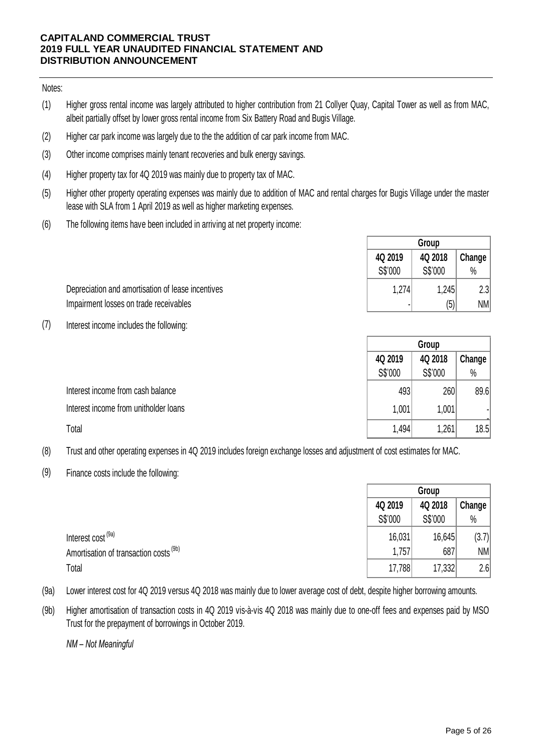Notes:

(1) Higher gross rental income was largely attributed to higher contribution from 21 Collyer Quay, Capital Tower as well as from MAC, albeit partially offset by lower gross rental income from Six Battery Road and Bugis Village.

(2) Higher car park income was largely due to the the addition of car park income from MAC.

(3) Other income comprises mainly tenant recoveries and bulk energy savings.

(4) Higher property tax for 4Q 2019 was mainly due to property tax of MAC.

(5) Higher other property operating expenses was mainly due to addition of MAC and rental charges for Bugis Village under the master lease with SLA from 1 April 2019 as well as higher marketing expenses.

(6) The following items have been included in arriving at net property income:

| | Group | | |
|---|---|---|---|
| | 4Q 2019<br>S$'000 | 4Q 2018<br>S$'000 | Change<br>% |
| Depreciation and amortisation of lease incentives | 1,274 | 1,245 | 2.3 |
| Impairment losses on trade receivables | - | (5) | NM |

(7) Interest income includes the following:

| | Group | | |
|---|---|---|---|
| | 4Q 2019<br>S$'000 | 4Q 2018<br>S$'000 | Change<br>% |
| Interest income from cash balance | 493 | 260 | 89.6 |
| Interest income from unitholder loans | 1,001 | 1,001 | - |
| Total | 1,494 | 1,261 | 18.5 |

(8) Trust and other operating expenses in 4Q 2019 includes foreign exchange losses and adjustment of cost estimates for MAC.

(9) Finance costs include the following:

| | Group | | |
|---|---|---|---|
| | 4Q 2019<br>S$'000 | 4Q 2018<br>S$'000 | Change<br>% |
| Interest cost [(9a)] | 16,031 | 16,645 | (3.7) |
| Amortisation of transaction costs [(9b)] | 1,757 | 687 | NM |
| Total | 17,788 | 17,332 | 2.6 |

(9a) Lower interest cost for 4Q 2019 versus 4Q 2018 was mainly due to lower average cost of debt, despite higher borrowing amounts.

(9b) Higher amortisation of transaction costs in 4Q 2019 vis-à-vis 4Q 2018 was mainly due to one-off fees and expenses paid by MSO Trust for the prepayment of borrowings in October 2019.

*NM – Not Meaningful*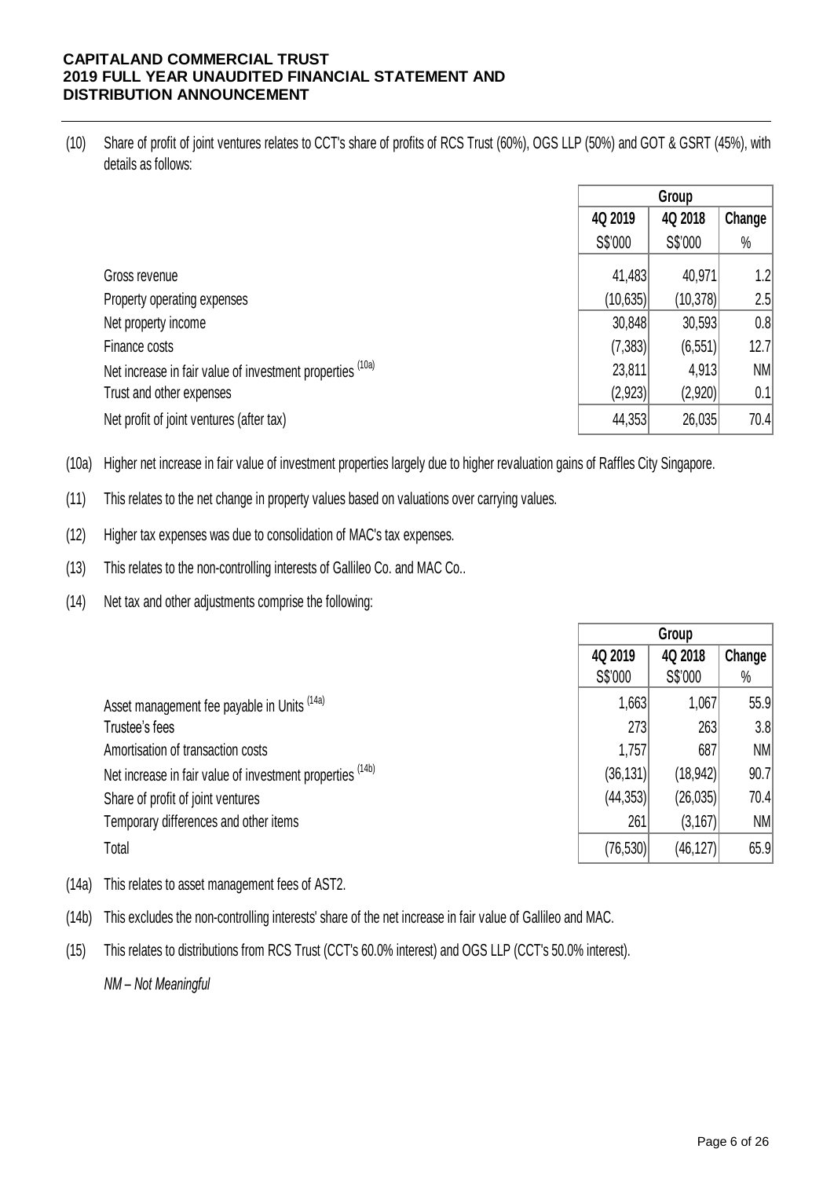(10) Share of profit of joint ventures relates to CCT's share of profits of RCS Trust (60%), OGS LLP (50%) and GOT & GSRT (45%), with details as follows:

| | Group | | |
|---|---|---|---|
| | 4Q 2019 | 4Q 2018 | Change |
| | S$'000 | S$'000 | % |
| Gross revenue | 41,483 | 40,971 | 1.2 |
| Property operating expenses | (10,635) | (10,378) | 2.5 |
| Net property income | 30,848 | 30,593 | 0.8 |
| Finance costs | (7,383) | (6,551) | 12.7 |
| Net increase in fair value of investment properties (10a) | 23,811 | 4,913 | NM |
| Trust and other expenses | (2,923) | (2,920) | 0.1 |
| Net profit of joint ventures (after tax) | 44,353 | 26,035 | 70.4 |

(10a) Higher net increase in fair value of investment properties largely due to higher revaluation gains of Raffles City Singapore.

(11) This relates to the net change in property values based on valuations over carrying values.

(12) Higher tax expenses was due to consolidation of MAC's tax expenses.

(13) This relates to the non-controlling interests of Gallileo Co. and MAC Co..

(14) Net tax and other adjustments comprise the following:

| | Group | | |
|---|---|---|---|
| | 4Q 2019 | 4Q 2018 | Change |
| | S$'000 | S$'000 | % |
| Asset management fee payable in Units (14a) | 1,663 | 1,067 | 55.9 |
| Trustee's fees | 273 | 263 | 3.8 |
| Amortisation of transaction costs | 1,757 | 687 | NM |
| Net increase in fair value of investment properties (14b) | (36,131) | (18,942) | 90.7 |
| Share of profit of joint ventures | (44,353) | (26,035) | 70.4 |
| Temporary differences and other items | 261 | (3,167) | NM |
| Total | (76,530) | (46,127) | 65.9 |

(14a) This relates to asset management fees of AST2.

(14b) This excludes the non-controlling interests' share of the net increase in fair value of Gallileo and MAC.

(15) This relates to distributions from RCS Trust (CCT's 60.0% interest) and OGS LLP (CCT's 50.0% interest).

*NM – Not Meaningful*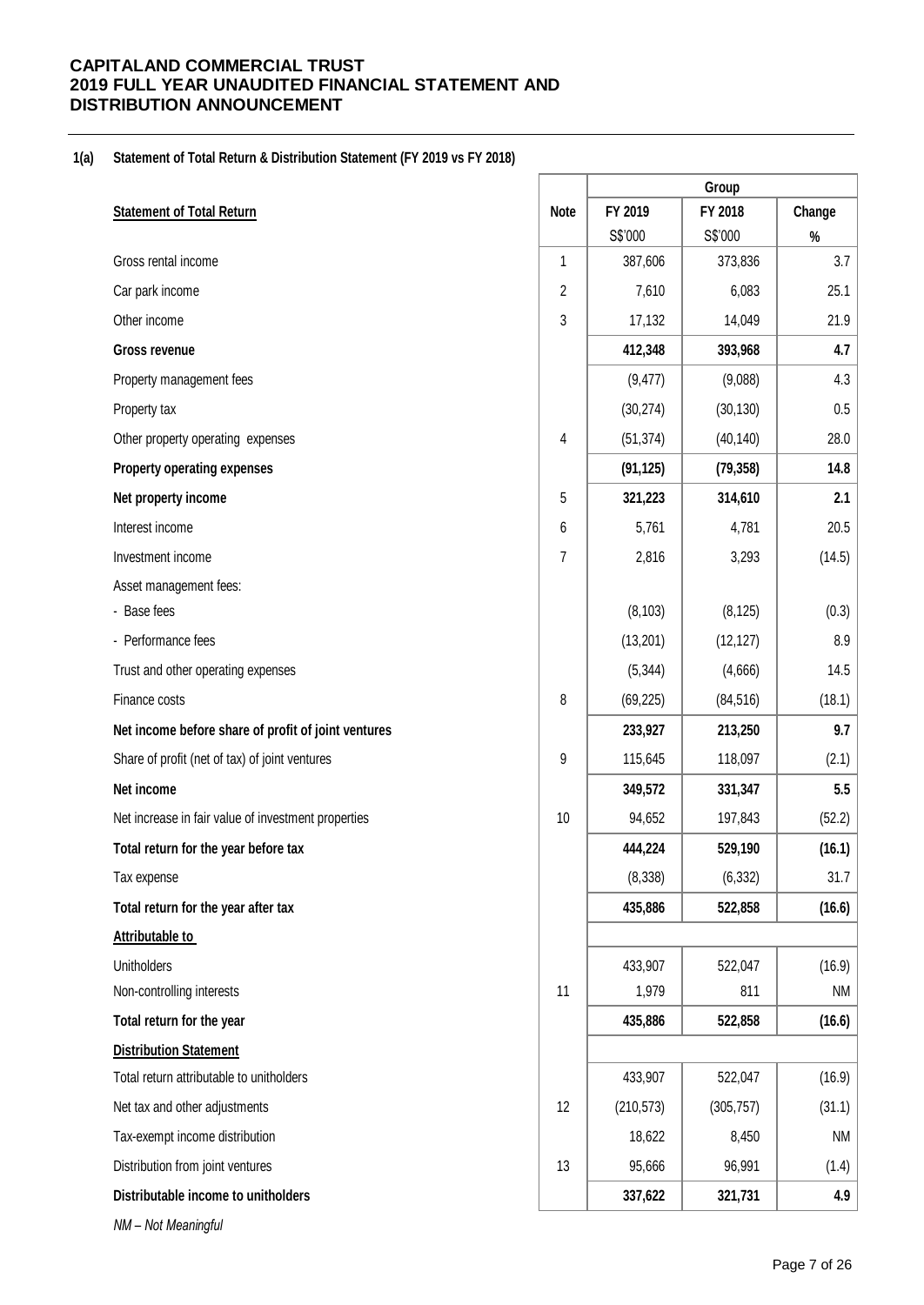**CAPITALAND COMMERCIAL TRUST**
**2019 FULL YEAR UNAUDITED FINANCIAL STATEMENT AND DISTRIBUTION ANNOUNCEMENT**

**1(a) Statement of Total Return & Distribution Statement (FY 2019 vs FY 2018)**

| | | Group | | |
|---|---|---|---|---|
| **Statement of Total Return** | **Note** | **FY 2019** | **FY 2018** | **Change** |
| | | S$'000 | S$'000 | % |
| Gross rental income | 1 | 387,606 | 373,836 | 3.7 |
| Car park income | 2 | 7,610 | 6,083 | 25.1 |
| Other income | 3 | 17,132 | 14,049 | 21.9 |
| **Gross revenue** | | **412,348** | **393,968** | **4.7** |
| Property management fees | | (9,477) | (9,088) | 4.3 |
| Property tax | | (30,274) | (30,130) | 0.5 |
| Other property operating expenses | 4 | (51,374) | (40,140) | 28.0 |
| **Property operating expenses** | | **(91,125)** | **(79,358)** | **14.8** |
| **Net property income** | 5 | **321,223** | **314,610** | **2.1** |
| Interest income | 6 | 5,761 | 4,781 | 20.5 |
| Investment income | 7 | 2,816 | 3,293 | (14.5) |
| Asset management fees: | | | | |
| - Base fees | | (8,103) | (8,125) | (0.3) |
| - Performance fees | | (13,201) | (12,127) | 8.9 |
| Trust and other operating expenses | | (5,344) | (4,666) | 14.5 |
| Finance costs | 8 | (69,225) | (84,516) | (18.1) |
| **Net income before share of profit of joint ventures** | | **233,927** | **213,250** | **9.7** |
| Share of profit (net of tax) of joint ventures | 9 | 115,645 | 118,097 | (2.1) |
| **Net income** | | **349,572** | **331,347** | **5.5** |
| Net increase in fair value of investment properties | 10 | 94,652 | 197,843 | (52.2) |
| **Total return for the year before tax** | | **444,224** | **529,190** | **(16.1)** |
| Tax expense | | (8,338) | (6,332) | 31.7 |
| **Total return for the year after tax** | | **435,886** | **522,858** | **(16.6)** |
| **Attributable to** | | | | |
| Unitholders | | 433,907 | 522,047 | (16.9) |
| Non-controlling interests | 11 | 1,979 | 811 | NM |
| **Total return for the year** | | **435,886** | **522,858** | **(16.6)** |
| **Distribution Statement** | | | | |
| Total return attributable to unitholders | | 433,907 | 522,047 | (16.9) |
| Net tax and other adjustments | 12 | (210,573) | (305,757) | (31.1) |
| Tax-exempt income distribution | | 18,622 | 8,450 | NM |
| Distribution from joint ventures | 13 | 95,666 | 96,991 | (1.4) |
| **Distributable income to unitholders** | | **337,622** | **321,731** | **4.9** |

*NM – Not Meaningful*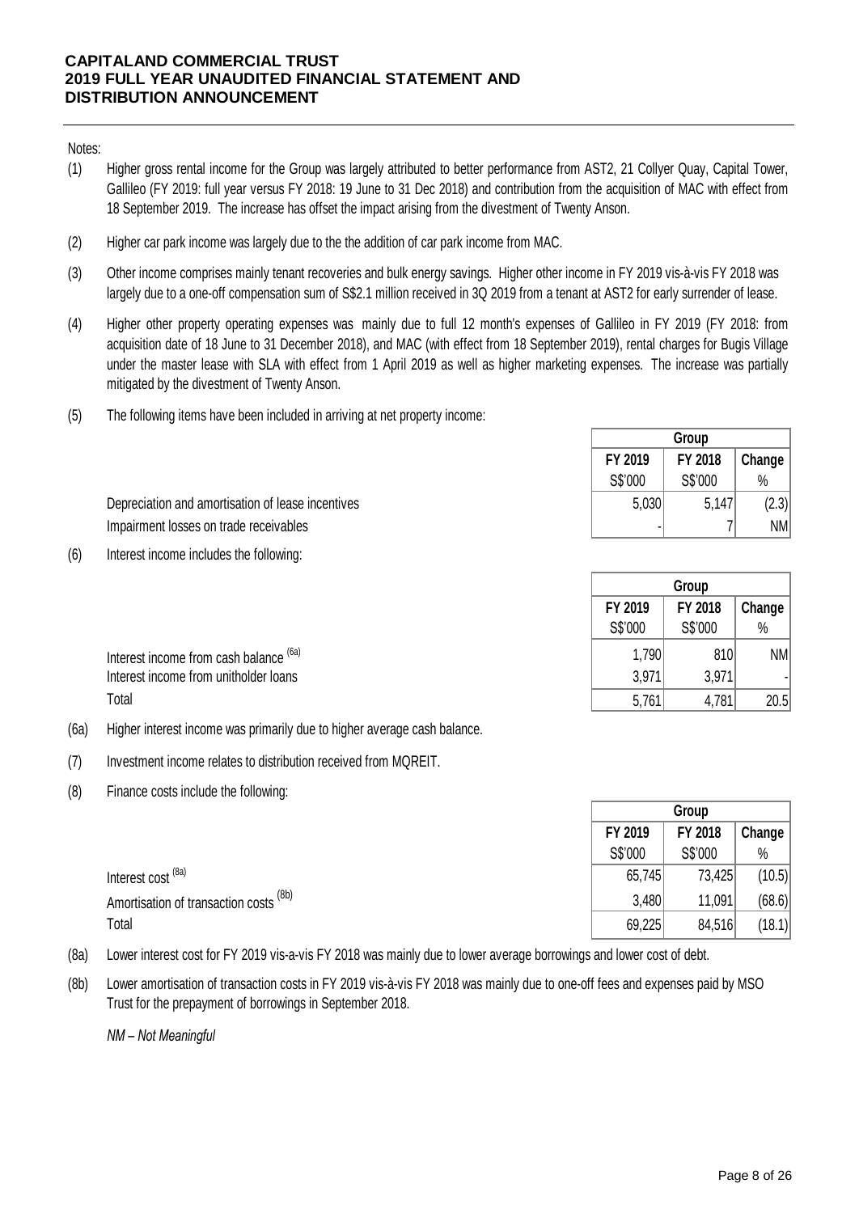Notes:

(1) Higher gross rental income for the Group was largely attributed to better performance from AST2, 21 Collyer Quay, Capital Tower, Gallileo (FY 2019: full year versus FY 2018: 19 June to 31 Dec 2018) and contribution from the acquisition of MAC with effect from 18 September 2019. The increase has offset the impact arising from the divestment of Twenty Anson.

(2) Higher car park income was largely due to the the addition of car park income from MAC.

(3) Other income comprises mainly tenant recoveries and bulk energy savings. Higher other income in FY 2019 vis-à-vis FY 2018 was largely due to a one-off compensation sum of S$2.1 million received in 3Q 2019 from a tenant at AST2 for early surrender of lease.

(4) Higher other property operating expenses was mainly due to full 12 month's expenses of Gallileo in FY 2019 (FY 2018: from acquisition date of 18 June to 31 December 2018), and MAC (with effect from 18 September 2019), rental charges for Bugis Village under the master lease with SLA with effect from 1 April 2019 as well as higher marketing expenses. The increase was partially mitigated by the divestment of Twenty Anson.

(5) The following items have been included in arriving at net property income:

| | Group | | |
|---|---|---|---|
| | FY 2019 | FY 2018 | Change |
| | S$'000 | S$'000 | % |
| Depreciation and amortisation of lease incentives | 5,030 | 5,147 | (2.3) |
| Impairment losses on trade receivables | - | 7 | NM |

(6) Interest income includes the following:

| | Group | | |
|---|---|---|---|
| | FY 2019 | FY 2018 | Change |
| | S$'000 | S$'000 | % |
| Interest income from cash balance (6a) | 1,790 | 810 | NM |
| Interest income from unitholder loans | 3,971 | 3,971 | - |
| Total | 5,761 | 4,781 | 20.5 |

(6a) Higher interest income was primarily due to higher average cash balance.

(7) Investment income relates to distribution received from MQREIT.

(8) Finance costs include the following:

| | Group | | |
|---|---|---|---|
| | FY 2019 | FY 2018 | Change |
| | S$'000 | S$'000 | % |
| Interest cost (8a) | 65,745 | 73,425 | (10.5) |
| Amortisation of transaction costs (8b) | 3,480 | 11,091 | (68.6) |
| Total | 69,225 | 84,516 | (18.1) |

(8a) Lower interest cost for FY 2019 vis-a-vis FY 2018 was mainly due to lower average borrowings and lower cost of debt.

(8b) Lower amortisation of transaction costs in FY 2019 vis-à-vis FY 2018 was mainly due to one-off fees and expenses paid by MSO Trust for the prepayment of borrowings in September 2018.

*NM – Not Meaningful*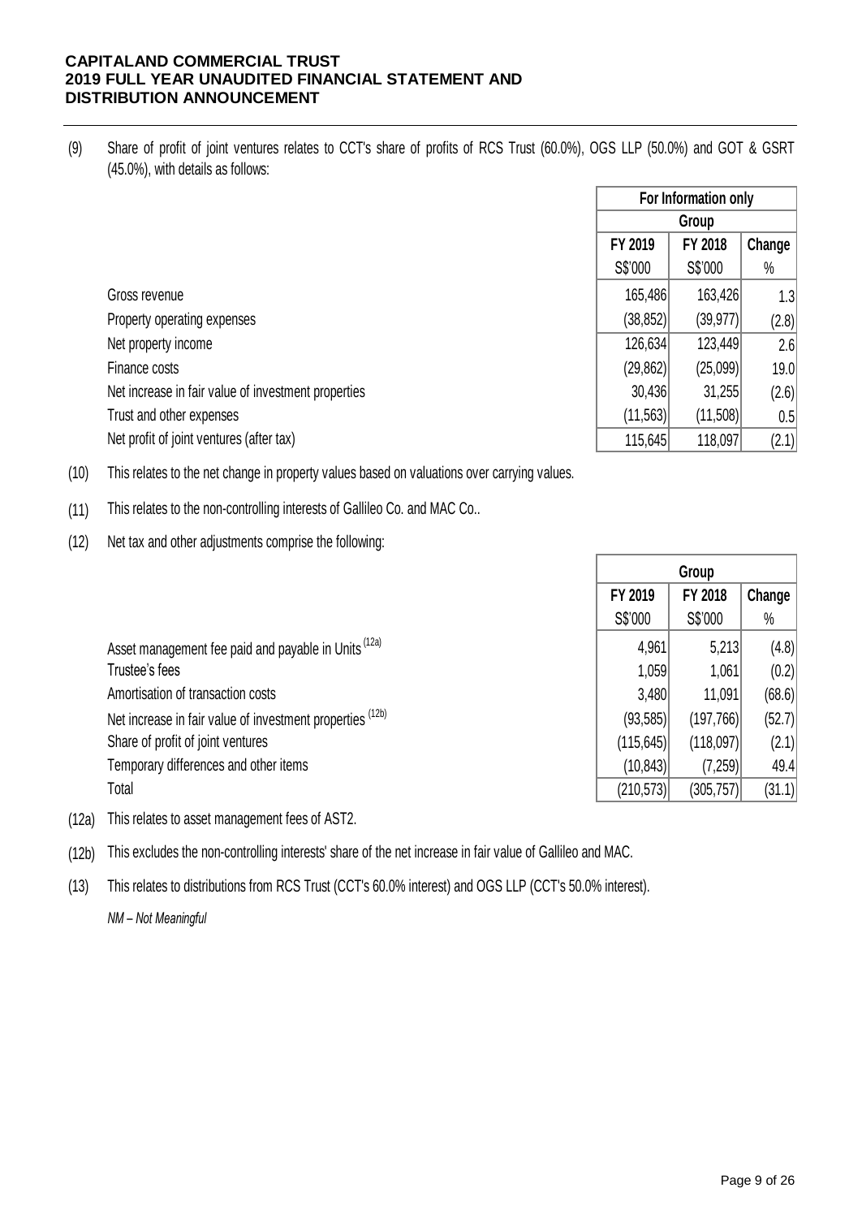(9) Share of profit of joint ventures relates to CCT's share of profits of RCS Trust (60.0%), OGS LLP (50.0%) and GOT & GSRT (45.0%), with details as follows:

| | For Information only | | |
|---|---|---|---|
| | Group | | |
| | FY 2019 | FY 2018 | Change |
| | S$'000 | S$'000 | % |
| Gross revenue | 165,486 | 163,426 | 1.3 |
| Property operating expenses | (38,852) | (39,977) | (2.8) |
| Net property income | 126,634 | 123,449 | 2.6 |
| Finance costs | (29,862) | (25,099) | 19.0 |
| Net increase in fair value of investment properties | 30,436 | 31,255 | (2.6) |
| Trust and other expenses | (11,563) | (11,508) | 0.5 |
| Net profit of joint ventures (after tax) | 115,645 | 118,097 | (2.1) |

(10) This relates to the net change in property values based on valuations over carrying values.

(11) This relates to the non-controlling interests of Gallileo Co. and MAC Co..

(12) Net tax and other adjustments comprise the following:

| | Group | | |
|---|---|---|---|
| | FY 2019 | FY 2018 | Change |
| | S$'000 | S$'000 | % |
| Asset management fee paid and payable in Units [(12a)] | 4,961 | 5,213 | (4.8) |
| Trustee's fees | 1,059 | 1,061 | (0.2) |
| Amortisation of transaction costs | 3,480 | 11,091 | (68.6) |
| Net increase in fair value of investment properties [(12b)] | (93,585) | (197,766) | (52.7) |
| Share of profit of joint ventures | (115,645) | (118,097) | (2.1) |
| Temporary differences and other items | (10,843) | (7,259) | 49.4 |
| Total | (210,573) | (305,757) | (31.1) |

(12a) This relates to asset management fees of AST2.

(12b) This excludes the non-controlling interests' share of the net increase in fair value of Gallileo and MAC.

(13) This relates to distributions from RCS Trust (CCT's 60.0% interest) and OGS LLP (CCT's 50.0% interest).

*NM – Not Meaningful*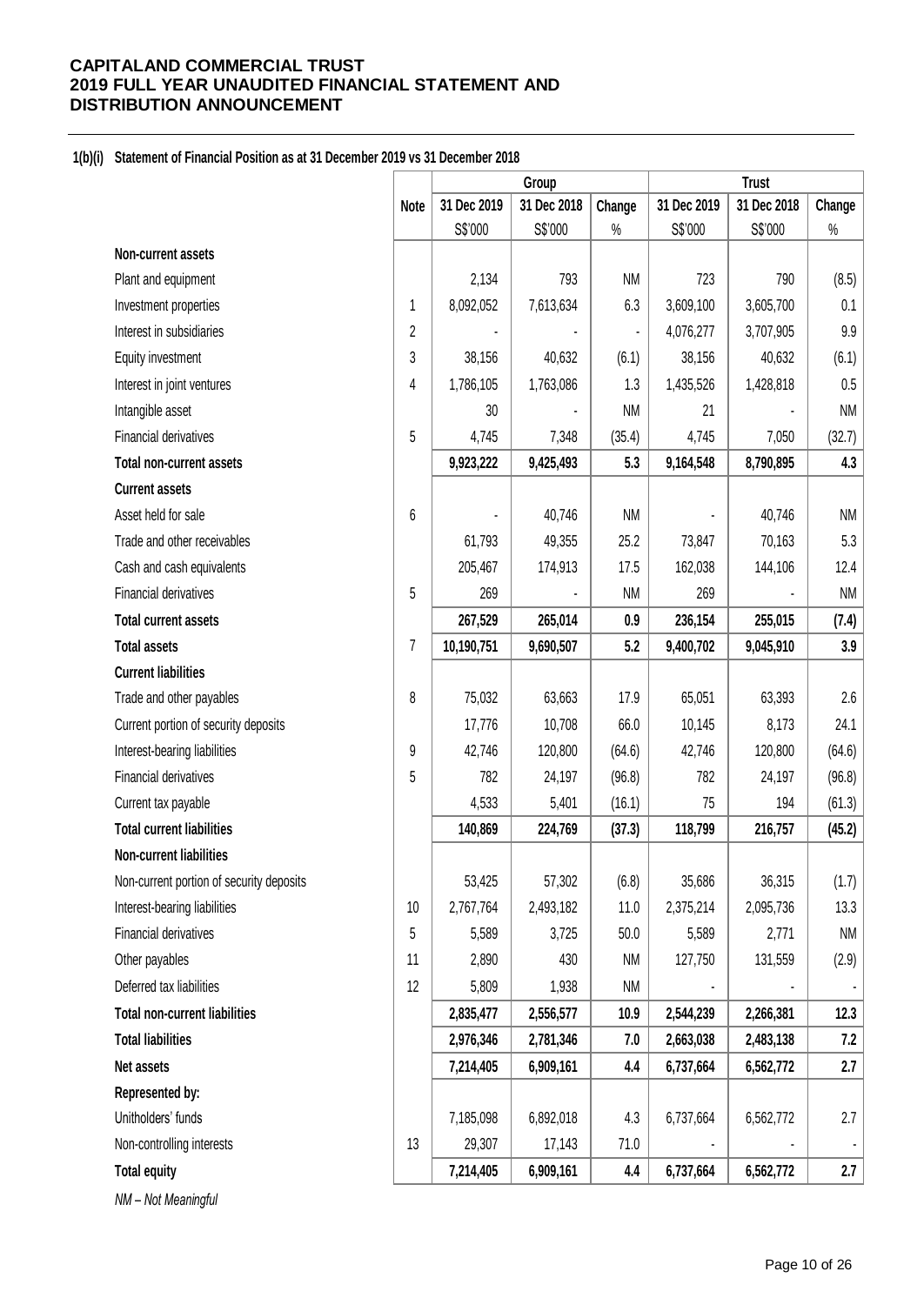**CAPITALAND COMMERCIAL TRUST**
**2019 FULL YEAR UNAUDITED FINANCIAL STATEMENT AND DISTRIBUTION ANNOUNCEMENT**

### 1(b)(i) Statement of Financial Position as at 31 December 2019 vs 31 December 2018

| | Note | Group | | | Trust | | |
|---|---|---|---|---|---|---|---|
| | | 31 Dec 2019 | 31 Dec 2018 | Change | 31 Dec 2019 | 31 Dec 2018 | Change |
| | | S$'000 | S$'000 | % | S$'000 | S$'000 | % |
| **Non-current assets** | | | | | | | |
| Plant and equipment | | 2,134 | 793 | NM | 723 | 790 | (8.5) |
| Investment properties | 1 | 8,092,052 | 7,613,634 | 6.3 | 3,609,100 | 3,605,700 | 0.1 |
| Interest in subsidiaries | 2 | - | - | - | 4,076,277 | 3,707,905 | 9.9 |
| Equity investment | 3 | 38,156 | 40,632 | (6.1) | 38,156 | 40,632 | (6.1) |
| Interest in joint ventures | 4 | 1,786,105 | 1,763,086 | 1.3 | 1,435,526 | 1,428,818 | 0.5 |
| Intangible asset | | 30 | - | NM | 21 | - | NM |
| Financial derivatives | 5 | 4,745 | 7,348 | (35.4) | 4,745 | 7,050 | (32.7) |
| **Total non-current assets** | | **9,923,222** | **9,425,493** | **5.3** | **9,164,548** | **8,790,895** | **4.3** |
| **Current assets** | | | | | | | |
| Asset held for sale | 6 | - | 40,746 | NM | - | 40,746 | NM |
| Trade and other receivables | | 61,793 | 49,355 | 25.2 | 73,847 | 70,163 | 5.3 |
| Cash and cash equivalents | | 205,467 | 174,913 | 17.5 | 162,038 | 144,106 | 12.4 |
| Financial derivatives | 5 | 269 | - | NM | 269 | - | NM |
| **Total current assets** | | **267,529** | **265,014** | **0.9** | **236,154** | **255,015** | **(7.4)** |
| **Total assets** | 7 | **10,190,751** | **9,690,507** | **5.2** | **9,400,702** | **9,045,910** | **3.9** |
| **Current liabilities** | | | | | | | |
| Trade and other payables | 8 | 75,032 | 63,663 | 17.9 | 65,051 | 63,393 | 2.6 |
| Current portion of security deposits | | 17,776 | 10,708 | 66.0 | 10,145 | 8,173 | 24.1 |
| Interest-bearing liabilities | 9 | 42,746 | 120,800 | (64.6) | 42,746 | 120,800 | (64.6) |
| Financial derivatives | 5 | 782 | 24,197 | (96.8) | 782 | 24,197 | (96.8) |
| Current tax payable | | 4,533 | 5,401 | (16.1) | 75 | 194 | (61.3) |
| **Total current liabilities** | | **140,869** | **224,769** | **(37.3)** | **118,799** | **216,757** | **(45.2)** |
| **Non-current liabilities** | | | | | | | |
| Non-current portion of security deposits | | 53,425 | 57,302 | (6.8) | 35,686 | 36,315 | (1.7) |
| Interest-bearing liabilities | 10 | 2,767,764 | 2,493,182 | 11.0 | 2,375,214 | 2,095,736 | 13.3 |
| Financial derivatives | 5 | 5,589 | 3,725 | 50.0 | 5,589 | 2,771 | NM |
| Other payables | 11 | 2,890 | 430 | NM | 127,750 | 131,559 | (2.9) |
| Deferred tax liabilities | 12 | 5,809 | 1,938 | NM | - | - | - |
| **Total non-current liabilities** | | **2,835,477** | **2,556,577** | **10.9** | **2,544,239** | **2,266,381** | **12.3** |
| **Total liabilities** | | **2,976,346** | **2,781,346** | **7.0** | **2,663,038** | **2,483,138** | **7.2** |
| **Net assets** | | **7,214,405** | **6,909,161** | **4.4** | **6,737,664** | **6,562,772** | **2.7** |
| **Represented by:** | | | | | | | |
| Unitholders' funds | | 7,185,098 | 6,892,018 | 4.3 | 6,737,664 | 6,562,772 | 2.7 |
| Non-controlling interests | 13 | 29,307 | 17,143 | 71.0 | - | - | - |
| **Total equity** | | **7,214,405** | **6,909,161** | **4.4** | **6,737,664** | **6,562,772** | **2.7** |

*NM – Not Meaningful*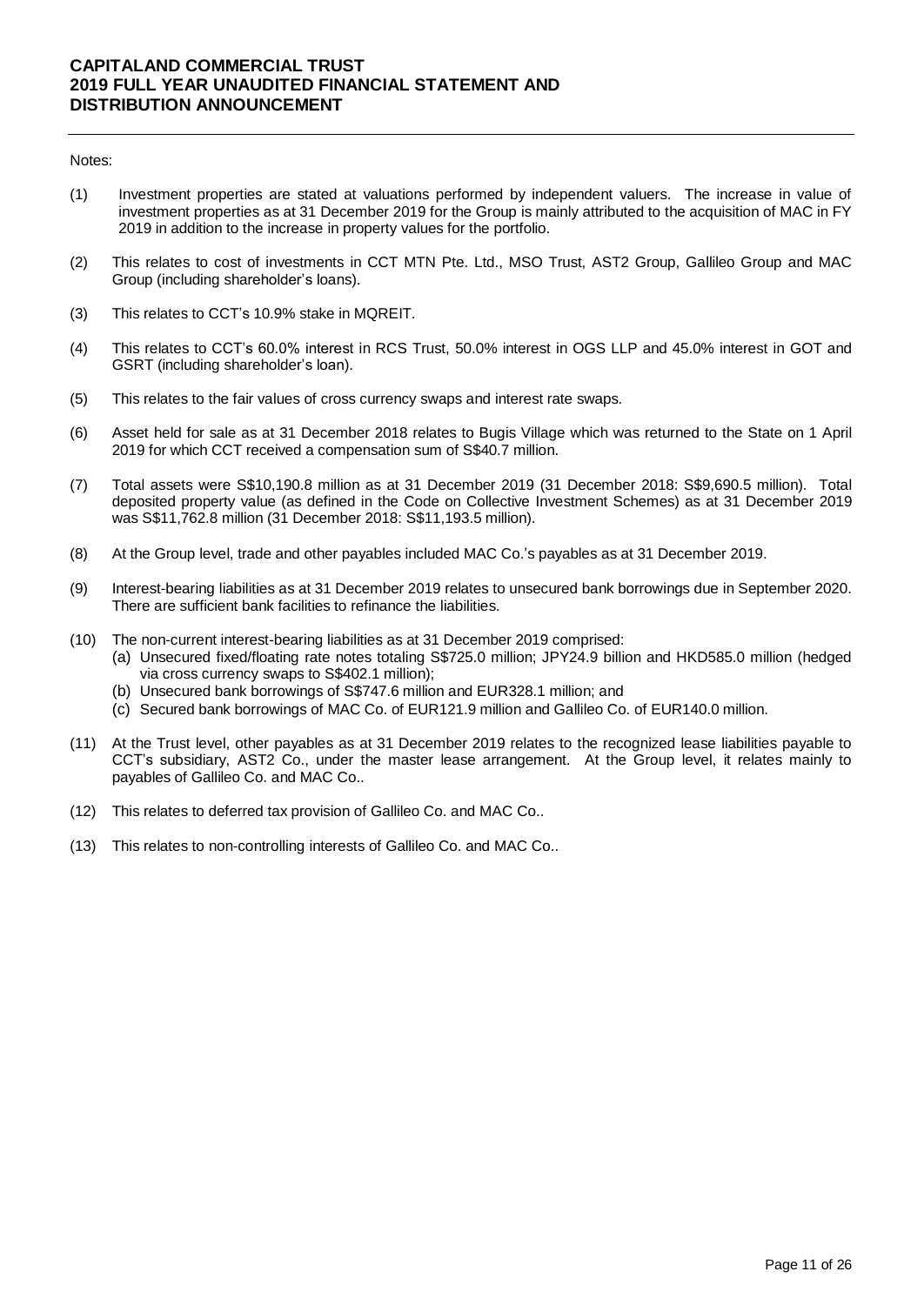Notes:

(1) Investment properties are stated at valuations performed by independent valuers. The increase in value of investment properties as at 31 December 2019 for the Group is mainly attributed to the acquisition of MAC in FY 2019 in addition to the increase in property values for the portfolio.

(2) This relates to cost of investments in CCT MTN Pte. Ltd., MSO Trust, AST2 Group, Gallileo Group and MAC Group (including shareholder's loans).

(3) This relates to CCT's 10.9% stake in MQREIT.

(4) This relates to CCT's 60.0% interest in RCS Trust, 50.0% interest in OGS LLP and 45.0% interest in GOT and GSRT (including shareholder's loan).

(5) This relates to the fair values of cross currency swaps and interest rate swaps.

(6) Asset held for sale as at 31 December 2018 relates to Bugis Village which was returned to the State on 1 April 2019 for which CCT received a compensation sum of S$40.7 million.

(7) Total assets were S$10,190.8 million as at 31 December 2019 (31 December 2018: S$9,690.5 million). Total deposited property value (as defined in the Code on Collective Investment Schemes) as at 31 December 2019 was S$11,762.8 million (31 December 2018: S$11,193.5 million).

(8) At the Group level, trade and other payables included MAC Co.'s payables as at 31 December 2019.

(9) Interest-bearing liabilities as at 31 December 2019 relates to unsecured bank borrowings due in September 2020. There are sufficient bank facilities to refinance the liabilities.

(10) The non-current interest-bearing liabilities as at 31 December 2019 comprised:
   - (a) Unsecured fixed/floating rate notes totaling S$725.0 million; JPY24.9 billion and HKD585.0 million (hedged via cross currency swaps to S$402.1 million);
   - (b) Unsecured bank borrowings of S$747.6 million and EUR328.1 million; and
   - (c) Secured bank borrowings of MAC Co. of EUR121.9 million and Gallileo Co. of EUR140.0 million.

(11) At the Trust level, other payables as at 31 December 2019 relates to the recognized lease liabilities payable to CCT's subsidiary, AST2 Co., under the master lease arrangement. At the Group level, it relates mainly to payables of Gallileo Co. and MAC Co..

(12) This relates to deferred tax provision of Gallileo Co. and MAC Co..

(13) This relates to non-controlling interests of Gallileo Co. and MAC Co..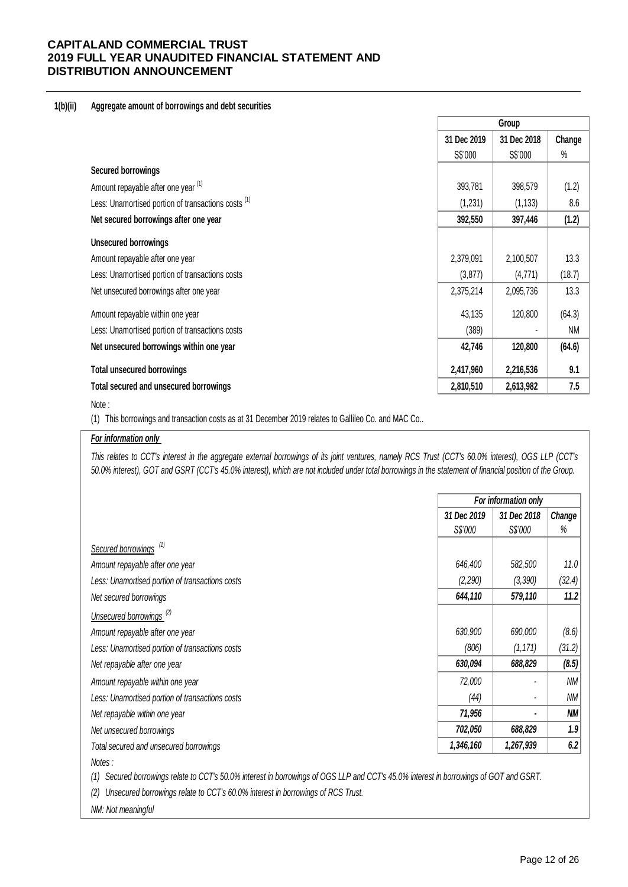**1(b)(ii) Aggregate amount of borrowings and debt securities**

| | Group | | |
|---|---|---|---|
| | 31 Dec 2019 | 31 Dec 2018 | Change |
| | S$'000 | S$'000 | % |
| **Secured borrowings** | | | |
| Amount repayable after one year [(1)] | 393,781 | 398,579 | (1.2) |
| Less: Unamortised portion of transactions costs [(1)] | (1,231) | (1,133) | 8.6 |
| **Net secured borrowings after one year** | **392,550** | **397,446** | **(1.2)** |
| **Unsecured borrowings** | | | |
| Amount repayable after one year | 2,379,091 | 2,100,507 | 13.3 |
| Less: Unamortised portion of transactions costs | (3,877) | (4,771) | (18.7) |
| Net unsecured borrowings after one year | 2,375,214 | 2,095,736 | 13.3 |
| Amount repayable within one year | 43,135 | 120,800 | (64.3) |
| Less: Unamortised portion of transactions costs | (389) | - | NM |
| **Net unsecured borrowings within one year** | **42,746** | **120,800** | **(64.6)** |
| **Total unsecured borrowings** | **2,417,960** | **2,216,536** | **9.1** |
| **Total secured and unsecured borrowings** | **2,810,510** | **2,613,982** | **7.5** |

Note :

(1) This borrowings and transaction costs as at 31 December 2019 relates to Gallileo Co. and MAC Co..

***For information only***

*This relates to CCT's interest in the aggregate external borrowings of its joint ventures, namely RCS Trust (CCT's 60.0% interest), OGS LLP (CCT's 50.0% interest), GOT and GSRT (CCT's 45.0% interest), which are not included under total borrowings in the statement of financial position of the Group.*

| | *For information only* | | |
|---|---|---|---|
| | *31 Dec 2019* | *31 Dec 2018* | *Change* |
| | *S$'000* | *S$'000* | *%* |
| *Secured borrowings* [(1)] | | | |
| *Amount repayable after one year* | *646,400* | *582,500* | *11.0* |
| *Less: Unamortised portion of transactions costs* | *(2,290)* | *(3,390)* | *(32.4)* |
| *Net secured borrowings* | ***644,110*** | ***579,110*** | ***11.2*** |
| *Unsecured borrowings* [(2)] | | | |
| *Amount repayable after one year* | *630,900* | *690,000* | *(8.6)* |
| *Less: Unamortised portion of transactions costs* | *(806)* | *(1,171)* | *(31.2)* |
| *Net repayable after one year* | ***630,094*** | ***688,829*** | ***(8.5)*** |
| *Amount repayable within one year* | *72,000* | *-* | *NM* |
| *Less: Unamortised portion of transactions costs* | *(44)* | *-* | *NM* |
| *Net repayable within one year* | ***71,956*** | ***-*** | ***NM*** |
| *Net unsecured borrowings* | ***702,050*** | ***688,829*** | ***1.9*** |
| *Total secured and unsecured borrowings* | ***1,346,160*** | ***1,267,939*** | ***6.2*** |

*Notes :*

*(1) Secured borrowings relate to CCT's 50.0% interest in borrowings of OGS LLP and CCT's 45.0% interest in borrowings of GOT and GSRT.*

*(2) Unsecured borrowings relate to CCT's 60.0% interest in borrowings of RCS Trust.*

*NM: Not meaningful*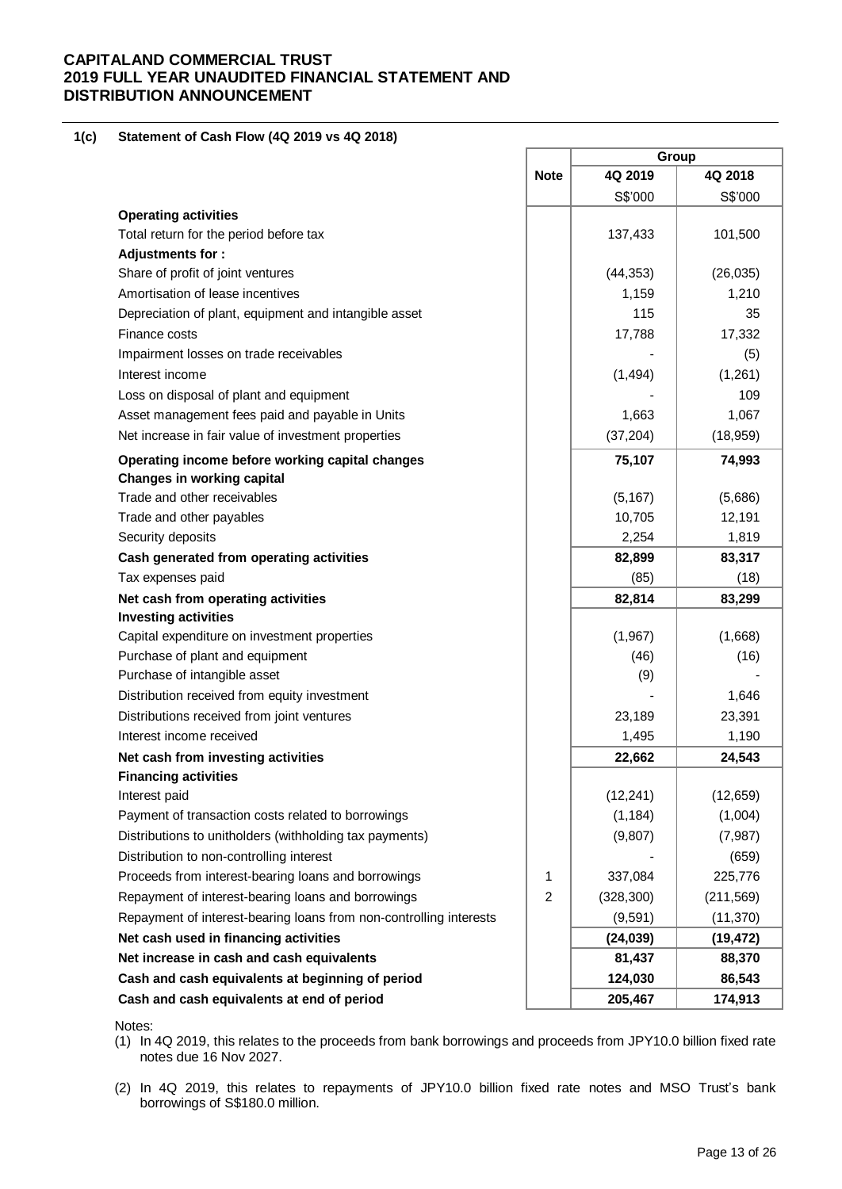**1(c) Statement of Cash Flow (4Q 2019 vs 4Q 2018)**

| | Note | Group | |
|---|---|---|---|
| | | 4Q 2019 | 4Q 2018 |
| | | S$'000 | S$'000 |
| **Operating activities** | | | |
| Total return for the period before tax | | 137,433 | 101,500 |
| **Adjustments for :** | | | |
| Share of profit of joint ventures | | (44,353) | (26,035) |
| Amortisation of lease incentives | | 1,159 | 1,210 |
| Depreciation of plant, equipment and intangible asset | | 115 | 35 |
| Finance costs | | 17,788 | 17,332 |
| Impairment losses on trade receivables | | - | (5) |
| Interest income | | (1,494) | (1,261) |
| Loss on disposal of plant and equipment | | - | 109 |
| Asset management fees paid and payable in Units | | 1,663 | 1,067 |
| Net increase in fair value of investment properties | | (37,204) | (18,959) |
| **Operating income before working capital changes** | | **75,107** | **74,993** |
| **Changes in working capital** | | | |
| Trade and other receivables | | (5,167) | (5,686) |
| Trade and other payables | | 10,705 | 12,191 |
| Security deposits | | 2,254 | 1,819 |
| **Cash generated from operating activities** | | **82,899** | **83,317** |
| Tax expenses paid | | (85) | (18) |
| **Net cash from operating activities** | | **82,814** | **83,299** |
| **Investing activities** | | | |
| Capital expenditure on investment properties | | (1,967) | (1,668) |
| Purchase of plant and equipment | | (46) | (16) |
| Purchase of intangible asset | | (9) | - |
| Distribution received from equity investment | | - | 1,646 |
| Distributions received from joint ventures | | 23,189 | 23,391 |
| Interest income received | | 1,495 | 1,190 |
| **Net cash from investing activities** | | **22,662** | **24,543** |
| **Financing activities** | | | |
| Interest paid | | (12,241) | (12,659) |
| Payment of transaction costs related to borrowings | | (1,184) | (1,004) |
| Distributions to unitholders (withholding tax payments) | | (9,807) | (7,987) |
| Distribution to non-controlling interest | | - | (659) |
| Proceeds from interest-bearing loans and borrowings | 1 | 337,084 | 225,776 |
| Repayment of interest-bearing loans and borrowings | 2 | (328,300) | (211,569) |
| Repayment of interest-bearing loans from non-controlling interests | | (9,591) | (11,370) |
| **Net cash used in financing activities** | | **(24,039)** | **(19,472)** |
| **Net increase in cash and cash equivalents** | | **81,437** | **88,370** |
| **Cash and cash equivalents at beginning of period** | | **124,030** | **86,543** |
| **Cash and cash equivalents at end of period** | | **205,467** | **174,913** |

Notes:

(1) In 4Q 2019, this relates to the proceeds from bank borrowings and proceeds from JPY10.0 billion fixed rate notes due 16 Nov 2027.

(2) In 4Q 2019, this relates to repayments of JPY10.0 billion fixed rate notes and MSO Trust's bank borrowings of S$180.0 million.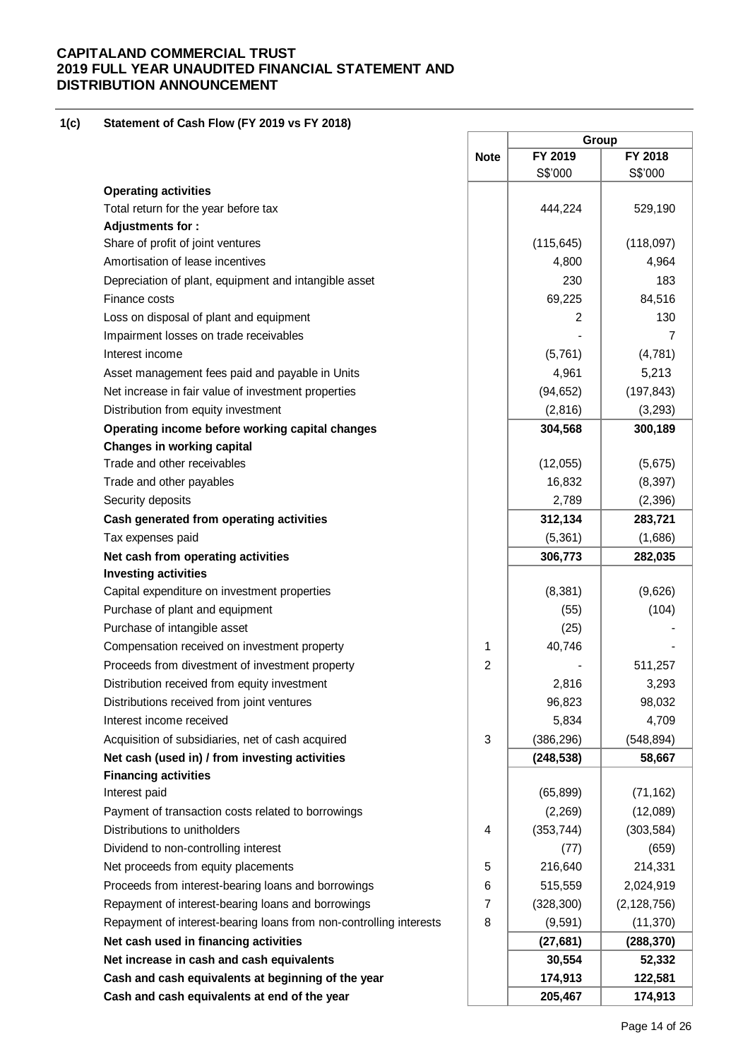**CAPITALAND COMMERCIAL TRUST**
**2019 FULL YEAR UNAUDITED FINANCIAL STATEMENT AND DISTRIBUTION ANNOUNCEMENT**

**1(c) Statement of Cash Flow (FY 2019 vs FY 2018)**

| | Note | Group | |
|---|---|---|---|
| | | **FY 2019** | **FY 2018** |
| | | S$'000 | S$'000 |
| **Operating activities** | | | |
| Total return for the year before tax | | 444,224 | 529,190 |
| **Adjustments for :** | | | |
| Share of profit of joint ventures | | (115,645) | (118,097) |
| Amortisation of lease incentives | | 4,800 | 4,964 |
| Depreciation of plant, equipment and intangible asset | | 230 | 183 |
| Finance costs | | 69,225 | 84,516 |
| Loss on disposal of plant and equipment | | 2 | 130 |
| Impairment losses on trade receivables | | - | 7 |
| Interest income | | (5,761) | (4,781) |
| Asset management fees paid and payable in Units | | 4,961 | 5,213 |
| Net increase in fair value of investment properties | | (94,652) | (197,843) |
| Distribution from equity investment | | (2,816) | (3,293) |
| **Operating income before working capital changes** | | **304,568** | **300,189** |
| **Changes in working capital** | | | |
| Trade and other receivables | | (12,055) | (5,675) |
| Trade and other payables | | 16,832 | (8,397) |
| Security deposits | | 2,789 | (2,396) |
| **Cash generated from operating activities** | | **312,134** | **283,721** |
| Tax expenses paid | | (5,361) | (1,686) |
| **Net cash from operating activities** | | **306,773** | **282,035** |
| **Investing activities** | | | |
| Capital expenditure on investment properties | | (8,381) | (9,626) |
| Purchase of plant and equipment | | (55) | (104) |
| Purchase of intangible asset | | (25) | - |
| Compensation received on investment property | 1 | 40,746 | - |
| Proceeds from divestment of investment property | 2 | - | 511,257 |
| Distribution received from equity investment | | 2,816 | 3,293 |
| Distributions received from joint ventures | | 96,823 | 98,032 |
| Interest income received | | 5,834 | 4,709 |
| Acquisition of subsidiaries, net of cash acquired | 3 | (386,296) | (548,894) |
| **Net cash (used in) / from investing activities** | | **(248,538)** | **58,667** |
| **Financing activities** | | | |
| Interest paid | | (65,899) | (71,162) |
| Payment of transaction costs related to borrowings | | (2,269) | (12,089) |
| Distributions to unitholders | 4 | (353,744) | (303,584) |
| Dividend to non-controlling interest | | (77) | (659) |
| Net proceeds from equity placements | 5 | 216,640 | 214,331 |
| Proceeds from interest-bearing loans and borrowings | 6 | 515,559 | 2,024,919 |
| Repayment of interest-bearing loans and borrowings | 7 | (328,300) | (2,128,756) |
| Repayment of interest-bearing loans from non-controlling interests | 8 | (9,591) | (11,370) |
| **Net cash used in financing activities** | | **(27,681)** | **(288,370)** |
| **Net increase in cash and cash equivalents** | | **30,554** | **52,332** |
| **Cash and cash equivalents at beginning of the year** | | **174,913** | **122,581** |
| **Cash and cash equivalents at end of the year** | | **205,467** | **174,913** |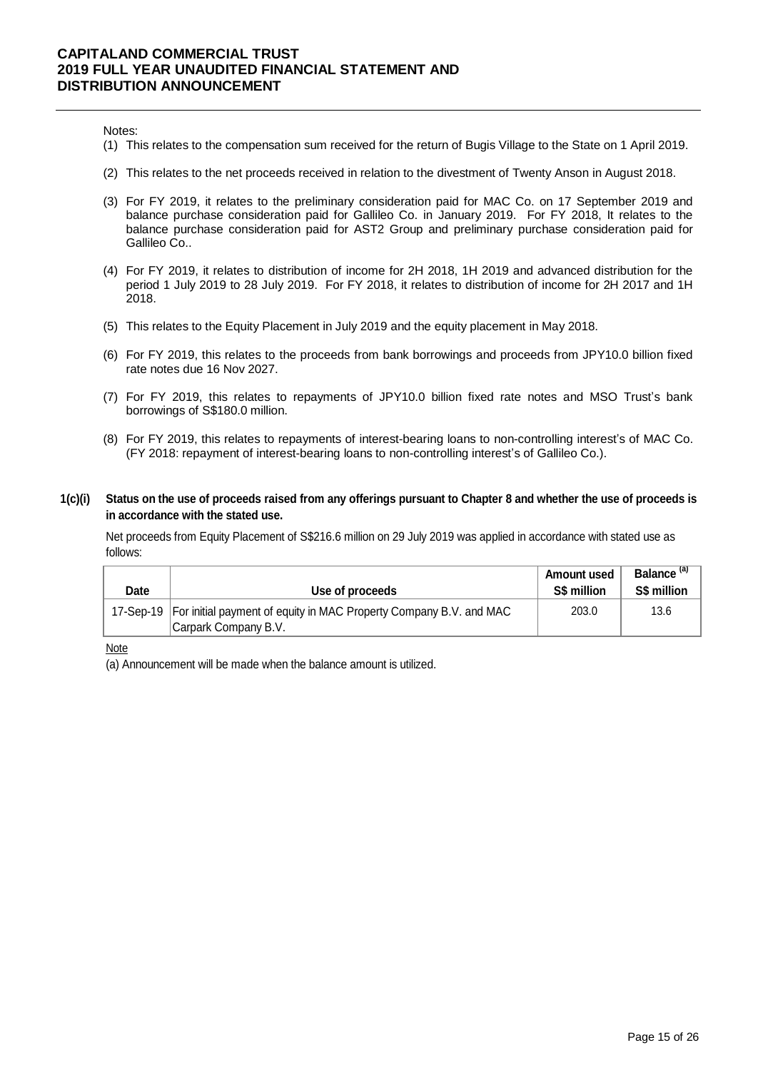Notes:

1. This relates to the compensation sum received for the return of Bugis Village to the State on 1 April 2019.
2. This relates to the net proceeds received in relation to the divestment of Twenty Anson in August 2018.
3. For FY 2019, it relates to the preliminary consideration paid for MAC Co. on 17 September 2019 and balance purchase consideration paid for Gallileo Co. in January 2019. For FY 2018, It relates to the balance purchase consideration paid for AST2 Group and preliminary purchase consideration paid for Gallileo Co..
4. For FY 2019, it relates to distribution of income for 2H 2018, 1H 2019 and advanced distribution for the period 1 July 2019 to 28 July 2019. For FY 2018, it relates to distribution of income for 2H 2017 and 1H 2018.
5. This relates to the Equity Placement in July 2019 and the equity placement in May 2018.
6. For FY 2019, this relates to the proceeds from bank borrowings and proceeds from JPY10.0 billion fixed rate notes due 16 Nov 2027.
7. For FY 2019, this relates to repayments of JPY10.0 billion fixed rate notes and MSO Trust's bank borrowings of S$180.0 million.
8. For FY 2019, this relates to repayments of interest-bearing loans to non-controlling interest's of MAC Co. (FY 2018: repayment of interest-bearing loans to non-controlling interest's of Gallileo Co.).

## 1(c)(i) Status on the use of proceeds raised from any offerings pursuant to Chapter 8 and whether the use of proceeds is in accordance with the stated use.

Net proceeds from Equity Placement of S$216.6 million on 29 July 2019 was applied in accordance with stated use as follows:

| Date | Use of proceeds | Amount used S$ million | Balance [(a)] S$ million |
|---|---|---|---|
| 17-Sep-19 | For initial payment of equity in MAC Property Company B.V. and MAC Carpark Company B.V. | 203.0 | 13.6 |

Note

(a) Announcement will be made when the balance amount is utilized.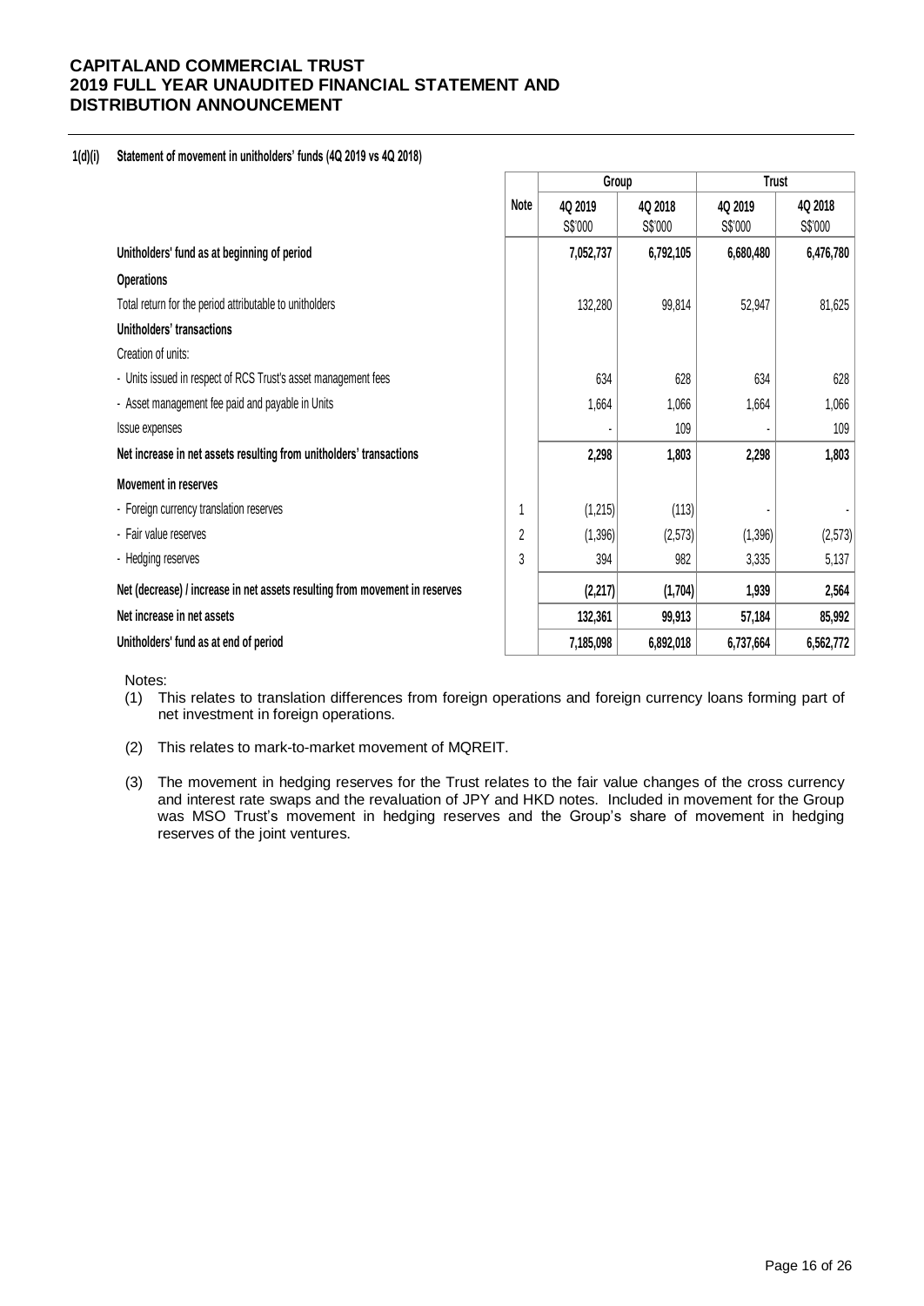**1(d)(i) Statement of movement in unitholders' funds (4Q 2019 vs 4Q 2018)**

| | Note | Group | | Trust | |
|---|---|---|---|---|---|
| | | 4Q 2019 S$'000 | 4Q 2018 S$'000 | 4Q 2019 S$'000 | 4Q 2018 S$'000 |
| **Unitholders' fund as at beginning of period** | | **7,052,737** | **6,792,105** | **6,680,480** | **6,476,780** |
| **Operations** | | | | | |
| Total return for the period attributable to unitholders | | 132,280 | 99,814 | 52,947 | 81,625 |
| **Unitholders' transactions** | | | | | |
| Creation of units: | | | | | |
| - Units issued in respect of RCS Trust's asset management fees | | 634 | 628 | 634 | 628 |
| - Asset management fee paid and payable in Units | | 1,664 | 1,066 | 1,664 | 1,066 |
| Issue expenses | | - | 109 | - | 109 |
| **Net increase in net assets resulting from unitholders' transactions** | | **2,298** | **1,803** | **2,298** | **1,803** |
| **Movement in reserves** | | | | | |
| - Foreign currency translation reserves | 1 | (1,215) | (113) | - | - |
| - Fair value reserves | 2 | (1,396) | (2,573) | (1,396) | (2,573) |
| - Hedging reserves | 3 | 394 | 982 | 3,335 | 5,137 |
| **Net (decrease) / increase in net assets resulting from movement in reserves** | | **(2,217)** | **(1,704)** | **1,939** | **2,564** |
| **Net increase in net assets** | | **132,361** | **99,913** | **57,184** | **85,992** |
| **Unitholders' fund as at end of period** | | **7,185,098** | **6,892,018** | **6,737,664** | **6,562,772** |

Notes:

(1) This relates to translation differences from foreign operations and foreign currency loans forming part of net investment in foreign operations.

(2) This relates to mark-to-market movement of MQREIT.

(3) The movement in hedging reserves for the Trust relates to the fair value changes of the cross currency and interest rate swaps and the revaluation of JPY and HKD notes. Included in movement for the Group was MSO Trust's movement in hedging reserves and the Group's share of movement in hedging reserves of the joint ventures.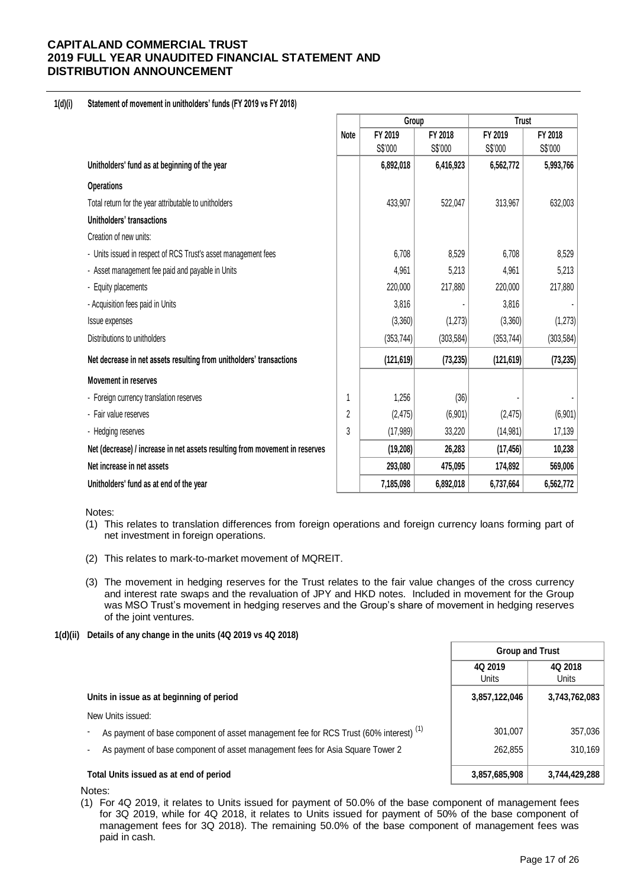**1(d)(i) Statement of movement in unitholders' funds (FY 2019 vs FY 2018)**

| | Note | Group | | Trust | |
|---|---|---|---|---|---|
| | | FY 2019 S$'000 | FY 2018 S$'000 | FY 2019 S$'000 | FY 2018 S$'000 |
| **Unitholders' fund as at beginning of the year** | | **6,892,018** | **6,416,923** | **6,562,772** | **5,993,766** |
| **Operations** | | | | | |
| Total return for the year attributable to unitholders | | 433,907 | 522,047 | 313,967 | 632,003 |
| **Unitholders' transactions** | | | | | |
| Creation of new units: | | | | | |
| - Units issued in respect of RCS Trust's asset management fees | | 6,708 | 8,529 | 6,708 | 8,529 |
| - Asset management fee paid and payable in Units | | 4,961 | 5,213 | 4,961 | 5,213 |
| - Equity placements | | 220,000 | 217,880 | 220,000 | 217,880 |
| - Acquisition fees paid in Units | | 3,816 | - | 3,816 | - |
| Issue expenses | | (3,360) | (1,273) | (3,360) | (1,273) |
| Distributions to unitholders | | (353,744) | (303,584) | (353,744) | (303,584) |
| **Net decrease in net assets resulting from unitholders' transactions** | | **(121,619)** | **(73,235)** | **(121,619)** | **(73,235)** |
| **Movement in reserves** | | | | | |
| - Foreign currency translation reserves | 1 | 1,256 | (36) | - | - |
| - Fair value reserves | 2 | (2,475) | (6,901) | (2,475) | (6,901) |
| - Hedging reserves | 3 | (17,989) | 33,220 | (14,981) | 17,139 |
| **Net (decrease) / increase in net assets resulting from movement in reserves** | | **(19,208)** | **26,283** | **(17,456)** | **10,238** |
| **Net increase in net assets** | | **293,080** | **475,095** | **174,892** | **569,006** |
| **Unitholders' fund as at end of the year** | | **7,185,098** | **6,892,018** | **6,737,664** | **6,562,772** |

Notes:

(1) This relates to translation differences from foreign operations and foreign currency loans forming part of net investment in foreign operations.

(2) This relates to mark-to-market movement of MQREIT.

(3) The movement in hedging reserves for the Trust relates to the fair value changes of the cross currency and interest rate swaps and the revaluation of JPY and HKD notes. Included in movement for the Group was MSO Trust's movement in hedging reserves and the Group's share of movement in hedging reserves of the joint ventures.

**1(d)(ii) Details of any change in the units (4Q 2019 vs 4Q 2018)**

| | Group and Trust | |
|---|---|---|
| | 4Q 2019 Units | 4Q 2018 Units |
| **Units in issue as at beginning of period** | **3,857,122,046** | **3,743,762,083** |
| New Units issued: | | |
| - As payment of base component of asset management fee for RCS Trust (60% interest) [(1)] | 301,007 | 357,036 |
| - As payment of base component of asset management fees for Asia Square Tower 2 | 262,855 | 310,169 |
| **Total Units issued as at end of period** | **3,857,685,908** | **3,744,429,288** |

Notes:

(1) For 4Q 2019, it relates to Units issued for payment of 50.0% of the base component of management fees for 3Q 2019, while for 4Q 2018, it relates to Units issued for payment of 50% of the base component of management fees for 3Q 2018). The remaining 50.0% of the base component of management fees was paid in cash.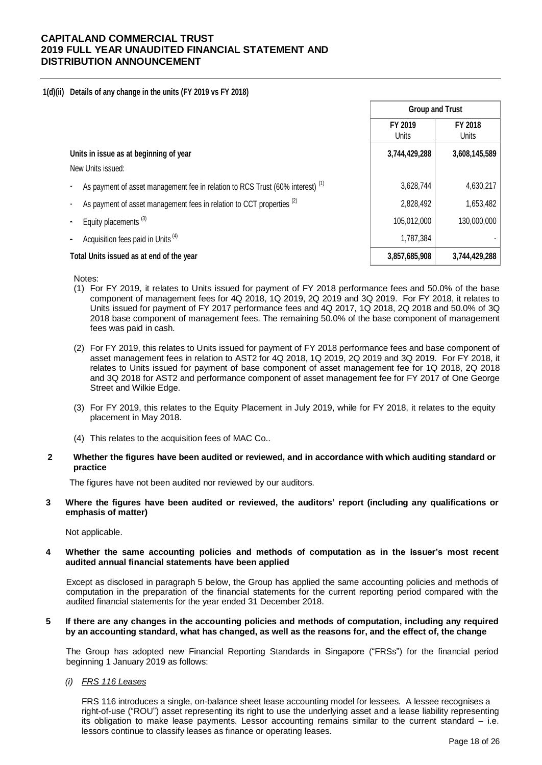**1(d)(ii) Details of any change in the units (FY 2019 vs FY 2018)**

| | Group and Trust | |
|---|---|---|
| | FY 2019 Units | FY 2018 Units |
| **Units in issue as at beginning of year** | **3,744,429,288** | **3,608,145,589** |
| New Units issued: | | |
| - As payment of asset management fee in relation to RCS Trust (60% interest) [1] | 3,628,744 | 4,630,217 |
| - As payment of asset management fees in relation to CCT properties [2] | 2,828,492 | 1,653,482 |
| - Equity placements [3] | 105,012,000 | 130,000,000 |
| - Acquisition fees paid in Units [4] | 1,787,384 | - |
| **Total Units issued as at end of the year** | **3,857,685,908** | **3,744,429,288** |

Notes:

(1) For FY 2019, it relates to Units issued for payment of FY 2018 performance fees and 50.0% of the base component of management fees for 4Q 2018, 1Q 2019, 2Q 2019 and 3Q 2019. For FY 2018, it relates to Units issued for payment of FY 2017 performance fees and 4Q 2017, 1Q 2018, 2Q 2018 and 50.0% of 3Q 2018 base component of management fees. The remaining 50.0% of the base component of management fees was paid in cash.

(2) For FY 2019, this relates to Units issued for payment of FY 2018 performance fees and base component of asset management fees in relation to AST2 for 4Q 2018, 1Q 2019, 2Q 2019 and 3Q 2019. For FY 2018, it relates to Units issued for payment of base component of asset management fee for 1Q 2018, 2Q 2018 and 3Q 2018 for AST2 and performance component of asset management fee for FY 2017 of One George Street and Wilkie Edge.

(3) For FY 2019, this relates to the Equity Placement in July 2019, while for FY 2018, it relates to the equity placement in May 2018.

(4) This relates to the acquisition fees of MAC Co..

**2 Whether the figures have been audited or reviewed, and in accordance with which auditing standard or practice**

The figures have not been audited nor reviewed by our auditors.

**3 Where the figures have been audited or reviewed, the auditors' report (including any qualifications or emphasis of matter)**

Not applicable.

**4 Whether the same accounting policies and methods of computation as in the issuer's most recent audited annual financial statements have been applied**

Except as disclosed in paragraph 5 below, the Group has applied the same accounting policies and methods of computation in the preparation of the financial statements for the current reporting period compared with the audited financial statements for the year ended 31 December 2018.

**5 If there are any changes in the accounting policies and methods of computation, including any required by an accounting standard, what has changed, as well as the reasons for, and the effect of, the change**

The Group has adopted new Financial Reporting Standards in Singapore ("FRSs") for the financial period beginning 1 January 2019 as follows:

*(i) FRS 116 Leases*

FRS 116 introduces a single, on-balance sheet lease accounting model for lessees. A lessee recognises a right-of-use ("ROU") asset representing its right to use the underlying asset and a lease liability representing its obligation to make lease payments. Lessor accounting remains similar to the current standard – i.e. lessors continue to classify leases as finance or operating leases.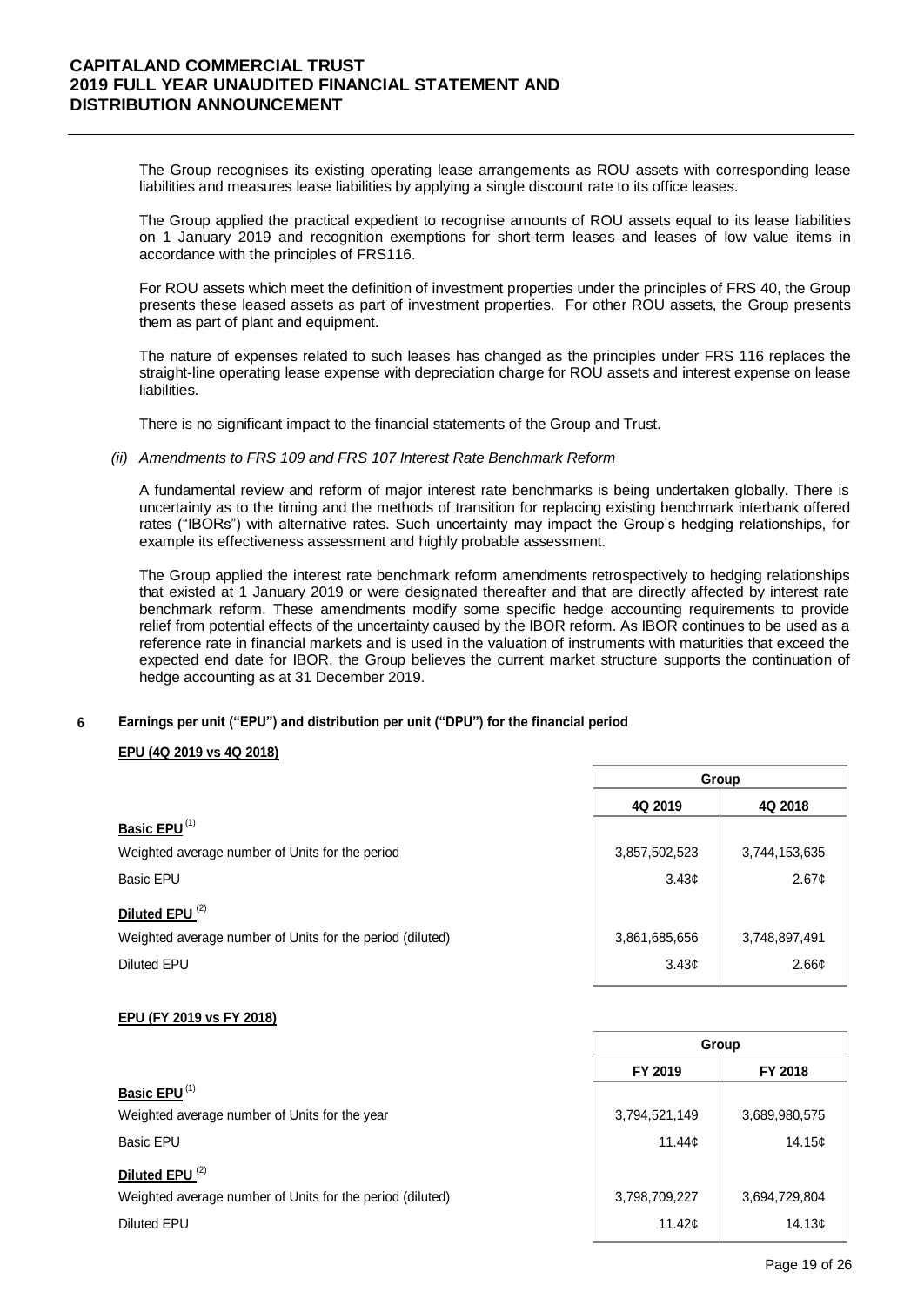The Group recognises its existing operating lease arrangements as ROU assets with corresponding lease liabilities and measures lease liabilities by applying a single discount rate to its office leases.

The Group applied the practical expedient to recognise amounts of ROU assets equal to its lease liabilities on 1 January 2019 and recognition exemptions for short-term leases and leases of low value items in accordance with the principles of FRS116.

For ROU assets which meet the definition of investment properties under the principles of FRS 40, the Group presents these leased assets as part of investment properties. For other ROU assets, the Group presents them as part of plant and equipment.

The nature of expenses related to such leases has changed as the principles under FRS 116 replaces the straight-line operating lease expense with depreciation charge for ROU assets and interest expense on lease liabilities.

There is no significant impact to the financial statements of the Group and Trust.

*(ii) Amendments to FRS 109 and FRS 107 Interest Rate Benchmark Reform*

A fundamental review and reform of major interest rate benchmarks is being undertaken globally. There is uncertainty as to the timing and the methods of transition for replacing existing benchmark interbank offered rates ("IBORs") with alternative rates. Such uncertainty may impact the Group's hedging relationships, for example its effectiveness assessment and highly probable assessment.

The Group applied the interest rate benchmark reform amendments retrospectively to hedging relationships that existed at 1 January 2019 or were designated thereafter and that are directly affected by interest rate benchmark reform. These amendments modify some specific hedge accounting requirements to provide relief from potential effects of the uncertainty caused by the IBOR reform. As IBOR continues to be used as a reference rate in financial markets and is used in the valuation of instruments with maturities that exceed the expected end date for IBOR, the Group believes the current market structure supports the continuation of hedge accounting as at 31 December 2019.

## 6 Earnings per unit ("EPU") and distribution per unit ("DPU") for the financial period

**EPU (4Q 2019 vs 4Q 2018)**

| | Group | |
|---|---|---|
| | 4Q 2019 | 4Q 2018 |
| **Basic EPU** [(1)] | | |
| Weighted average number of Units for the period | 3,857,502,523 | 3,744,153,635 |
| Basic EPU | 3.43¢ | 2.67¢ |
| **Diluted EPU** [(2)] | | |
| Weighted average number of Units for the period (diluted) | 3,861,685,656 | 3,748,897,491 |
| Diluted EPU | 3.43¢ | 2.66¢ |

**EPU (FY 2019 vs FY 2018)**

| | Group | |
|---|---|---|
| | FY 2019 | FY 2018 |
| **Basic EPU** [(1)] | | |
| Weighted average number of Units for the year | 3,794,521,149 | 3,689,980,575 |
| Basic EPU | 11.44¢ | 14.15¢ |
| **Diluted EPU** [(2)] | | |
| Weighted average number of Units for the period (diluted) | 3,798,709,227 | 3,694,729,804 |
| Diluted EPU | 11.42¢ | 14.13¢ |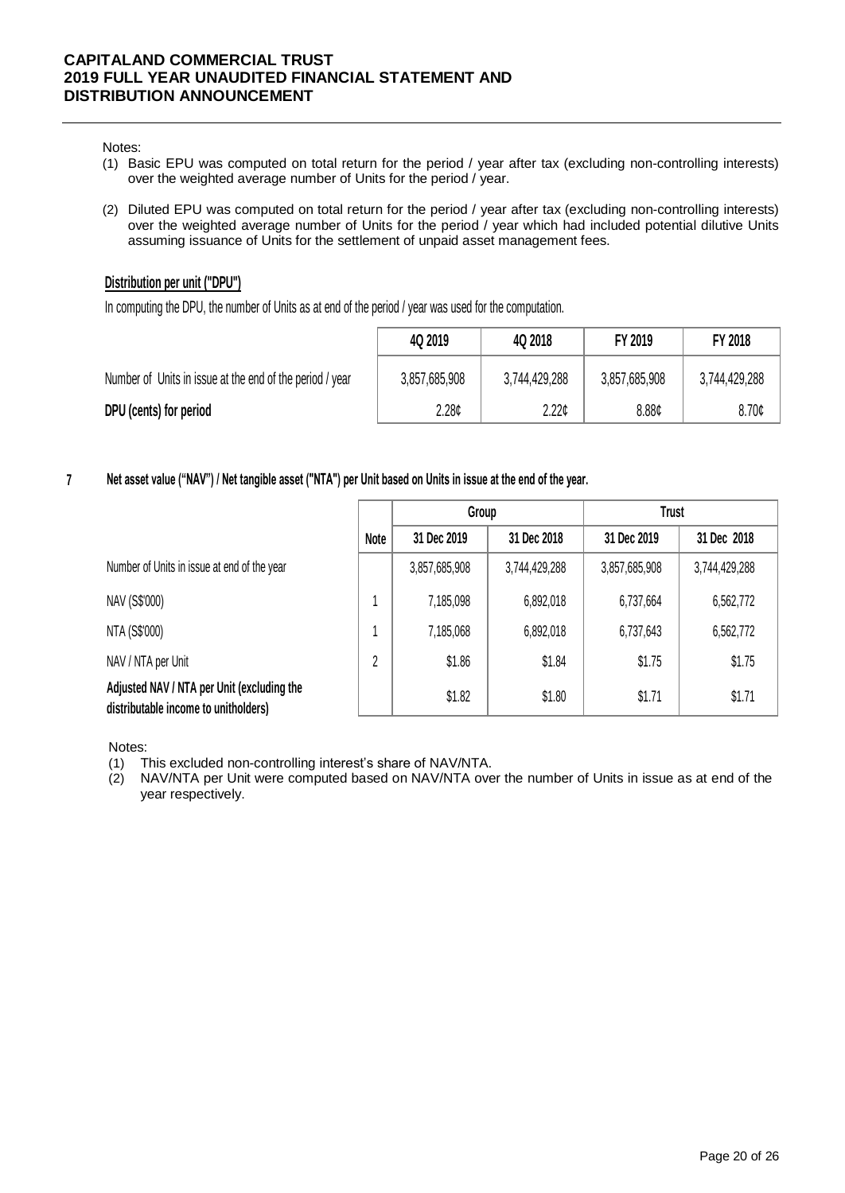Notes:

(1) Basic EPU was computed on total return for the period / year after tax (excluding non-controlling interests) over the weighted average number of Units for the period / year.

(2) Diluted EPU was computed on total return for the period / year after tax (excluding non-controlling interests) over the weighted average number of Units for the period / year which had included potential dilutive Units assuming issuance of Units for the settlement of unpaid asset management fees.

**Distribution per unit ("DPU")**

In computing the DPU, the number of Units as at end of the period / year was used for the computation.

| | 4Q 2019 | 4Q 2018 | FY 2019 | FY 2018 |
|---|---|---|---|---|
| Number of Units in issue at the end of the period / year | 3,857,685,908 | 3,744,429,288 | 3,857,685,908 | 3,744,429,288 |
| **DPU (cents) for period** | 2.28¢ | 2.22¢ | 8.88¢ | 8.70¢ |

## 7 Net asset value ("NAV") / Net tangible asset ("NTA") per Unit based on Units in issue at the end of the year.

| | | Group | | Trust | |
|---|---|---|---|---|---|
| | Note | 31 Dec 2019 | 31 Dec 2018 | 31 Dec 2019 | 31 Dec 2018 |
| Number of Units in issue at end of the year | | 3,857,685,908 | 3,744,429,288 | 3,857,685,908 | 3,744,429,288 |
| NAV (S$'000) | 1 | 7,185,098 | 6,892,018 | 6,737,664 | 6,562,772 |
| NTA (S$'000) | 1 | 7,185,068 | 6,892,018 | 6,737,643 | 6,562,772 |
| NAV / NTA per Unit | 2 | $1.86 | $1.84 | $1.75 | $1.75 |
| **Adjusted NAV / NTA per Unit (excluding the distributable income to unitholders)** | | $1.82 | $1.80 | $1.71 | $1.71 |

Notes:

(1) This excluded non-controlling interest's share of NAV/NTA.

(2) NAV/NTA per Unit were computed based on NAV/NTA over the number of Units in issue as at end of the year respectively.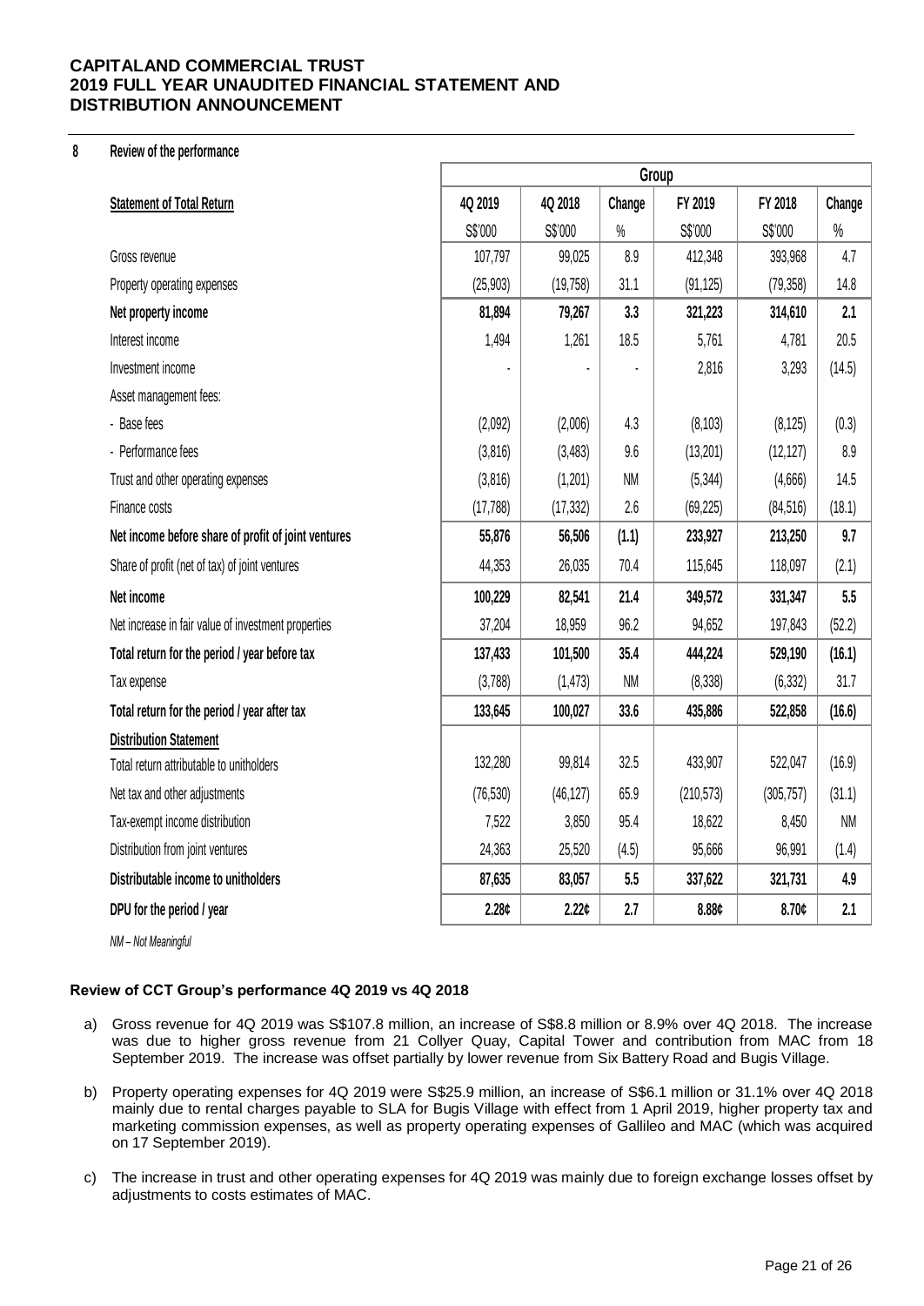**CAPITALAND COMMERCIAL TRUST**
**2019 FULL YEAR UNAUDITED FINANCIAL STATEMENT AND DISTRIBUTION ANNOUNCEMENT**

## 8 Review of the performance

| | Group | | | | | |
|---|---|---|---|---|---|---|
| **Statement of Total Return** | **4Q 2019** | **4Q 2018** | **Change** | **FY 2019** | **FY 2018** | **Change** |
| | S$'000 | S$'000 | % | S$'000 | S$'000 | % |
| Gross revenue | 107,797 | 99,025 | 8.9 | 412,348 | 393,968 | 4.7 |
| Property operating expenses | (25,903) | (19,758) | 31.1 | (91,125) | (79,358) | 14.8 |
| **Net property income** | **81,894** | **79,267** | **3.3** | **321,223** | **314,610** | **2.1** |
| Interest income | 1,494 | 1,261 | 18.5 | 5,761 | 4,781 | 20.5 |
| Investment income | - | - | - | 2,816 | 3,293 | (14.5) |
| Asset management fees: | | | | | | |
| - Base fees | (2,092) | (2,006) | 4.3 | (8,103) | (8,125) | (0.3) |
| - Performance fees | (3,816) | (3,483) | 9.6 | (13,201) | (12,127) | 8.9 |
| Trust and other operating expenses | (3,816) | (1,201) | NM | (5,344) | (4,666) | 14.5 |
| Finance costs | (17,788) | (17,332) | 2.6 | (69,225) | (84,516) | (18.1) |
| **Net income before share of profit of joint ventures** | **55,876** | **56,506** | **(1.1)** | **233,927** | **213,250** | **9.7** |
| Share of profit (net of tax) of joint ventures | 44,353 | 26,035 | 70.4 | 115,645 | 118,097 | (2.1) |
| **Net income** | **100,229** | **82,541** | **21.4** | **349,572** | **331,347** | **5.5** |
| Net increase in fair value of investment properties | 37,204 | 18,959 | 96.2 | 94,652 | 197,843 | (52.2) |
| **Total return for the period / year before tax** | **137,433** | **101,500** | **35.4** | **444,224** | **529,190** | **(16.1)** |
| Tax expense | (3,788) | (1,473) | NM | (8,338) | (6,332) | 31.7 |
| **Total return for the period / year after tax** | **133,645** | **100,027** | **33.6** | **435,886** | **522,858** | **(16.6)** |
| **Distribution Statement** | | | | | | |
| Total return attributable to unitholders | 132,280 | 99,814 | 32.5 | 433,907 | 522,047 | (16.9) |
| Net tax and other adjustments | (76,530) | (46,127) | 65.9 | (210,573) | (305,757) | (31.1) |
| Tax-exempt income distribution | 7,522 | 3,850 | 95.4 | 18,622 | 8,450 | NM |
| Distribution from joint ventures | 24,363 | 25,520 | (4.5) | 95,666 | 96,991 | (1.4) |
| **Distributable income to unitholders** | **87,635** | **83,057** | **5.5** | **337,622** | **321,731** | **4.9** |
| **DPU for the period / year** | **2.28¢** | **2.22¢** | **2.7** | **8.88¢** | **8.70¢** | **2.1** |

*NM – Not Meaningful*

### Review of CCT Group's performance 4Q 2019 vs 4Q 2018

a) Gross revenue for 4Q 2019 was S$107.8 million, an increase of S$8.8 million or 8.9% over 4Q 2018. The increase was due to higher gross revenue from 21 Collyer Quay, Capital Tower and contribution from MAC from 18 September 2019. The increase was offset partially by lower revenue from Six Battery Road and Bugis Village.

b) Property operating expenses for 4Q 2019 were S$25.9 million, an increase of S$6.1 million or 31.1% over 4Q 2018 mainly due to rental charges payable to SLA for Bugis Village with effect from 1 April 2019, higher property tax and marketing commission expenses, as well as property operating expenses of Gallileo and MAC (which was acquired on 17 September 2019).

c) The increase in trust and other operating expenses for 4Q 2019 was mainly due to foreign exchange losses offset by adjustments to costs estimates of MAC.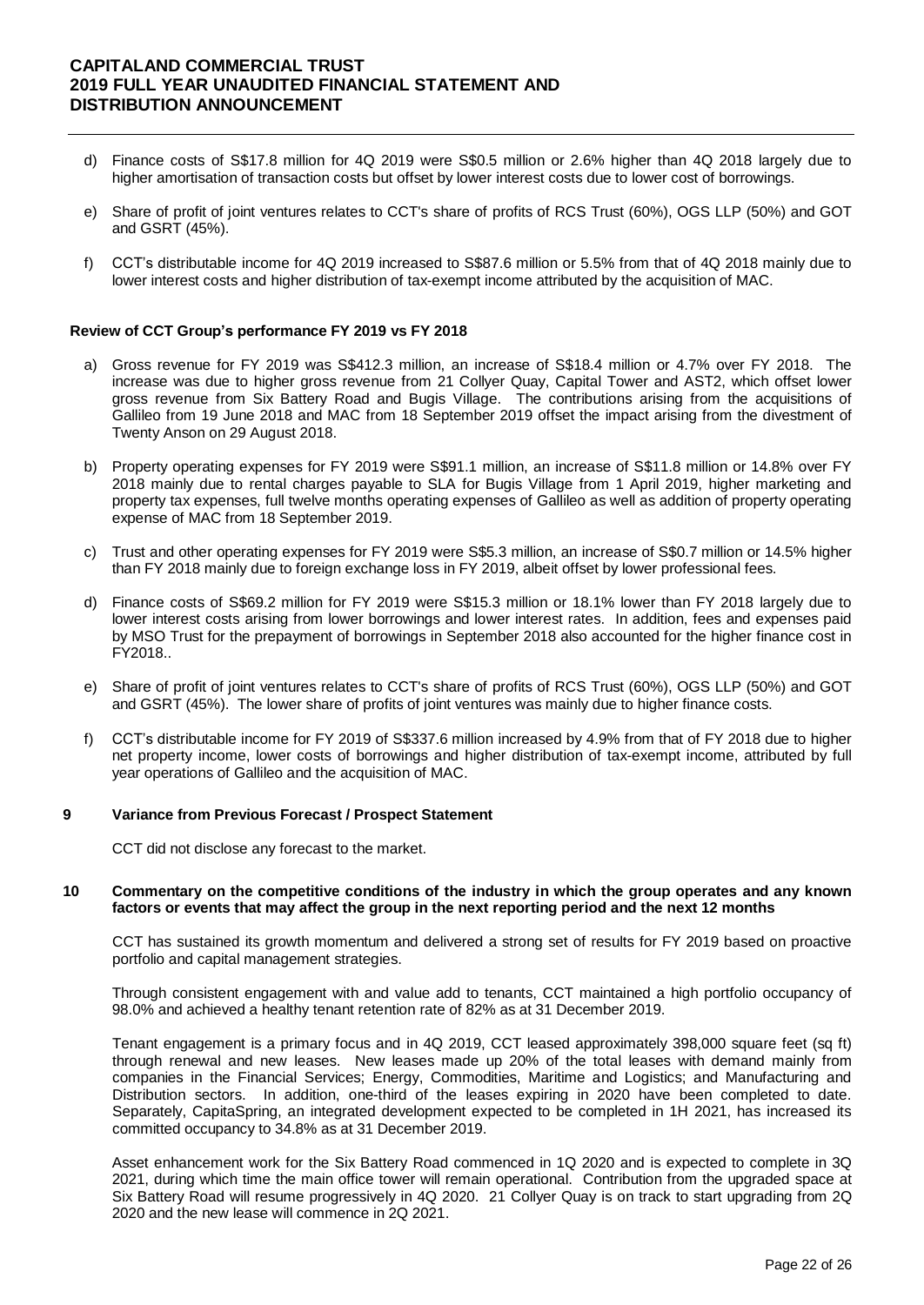d) Finance costs of S$17.8 million for 4Q 2019 were S$0.5 million or 2.6% higher than 4Q 2018 largely due to higher amortisation of transaction costs but offset by lower interest costs due to lower cost of borrowings.

e) Share of profit of joint ventures relates to CCT's share of profits of RCS Trust (60%), OGS LLP (50%) and GOT and GSRT (45%).

f) CCT's distributable income for 4Q 2019 increased to S$87.6 million or 5.5% from that of 4Q 2018 mainly due to lower interest costs and higher distribution of tax-exempt income attributed by the acquisition of MAC.

**Review of CCT Group's performance FY 2019 vs FY 2018**

a) Gross revenue for FY 2019 was S$412.3 million, an increase of S$18.4 million or 4.7% over FY 2018. The increase was due to higher gross revenue from 21 Collyer Quay, Capital Tower and AST2, which offset lower gross revenue from Six Battery Road and Bugis Village. The contributions arising from the acquisitions of Gallileo from 19 June 2018 and MAC from 18 September 2019 offset the impact arising from the divestment of Twenty Anson on 29 August 2018.

b) Property operating expenses for FY 2019 were S$91.1 million, an increase of S$11.8 million or 14.8% over FY 2018 mainly due to rental charges payable to SLA for Bugis Village from 1 April 2019, higher marketing and property tax expenses, full twelve months operating expenses of Gallileo as well as addition of property operating expense of MAC from 18 September 2019.

c) Trust and other operating expenses for FY 2019 were S$5.3 million, an increase of S$0.7 million or 14.5% higher than FY 2018 mainly due to foreign exchange loss in FY 2019, albeit offset by lower professional fees.

d) Finance costs of S$69.2 million for FY 2019 were S$15.3 million or 18.1% lower than FY 2018 largely due to lower interest costs arising from lower borrowings and lower interest rates. In addition, fees and expenses paid by MSO Trust for the prepayment of borrowings in September 2018 also accounted for the higher finance cost in FY2018..

e) Share of profit of joint ventures relates to CCT's share of profits of RCS Trust (60%), OGS LLP (50%) and GOT and GSRT (45%). The lower share of profits of joint ventures was mainly due to higher finance costs.

f) CCT's distributable income for FY 2019 of S$337.6 million increased by 4.9% from that of FY 2018 due to higher net property income, lower costs of borrowings and higher distribution of tax-exempt income, attributed by full year operations of Gallileo and the acquisition of MAC.

## 9 Variance from Previous Forecast / Prospect Statement

CCT did not disclose any forecast to the market.

## 10 Commentary on the competitive conditions of the industry in which the group operates and any known factors or events that may affect the group in the next reporting period and the next 12 months

CCT has sustained its growth momentum and delivered a strong set of results for FY 2019 based on proactive portfolio and capital management strategies.

Through consistent engagement with and value add to tenants, CCT maintained a high portfolio occupancy of 98.0% and achieved a healthy tenant retention rate of 82% as at 31 December 2019.

Tenant engagement is a primary focus and in 4Q 2019, CCT leased approximately 398,000 square feet (sq ft) through renewal and new leases. New leases made up 20% of the total leases with demand mainly from companies in the Financial Services; Energy, Commodities, Maritime and Logistics; and Manufacturing and Distribution sectors. In addition, one-third of the leases expiring in 2020 have been completed to date. Separately, CapitaSpring, an integrated development expected to be completed in 1H 2021, has increased its committed occupancy to 34.8% as at 31 December 2019.

Asset enhancement work for the Six Battery Road commenced in 1Q 2020 and is expected to complete in 3Q 2021, during which time the main office tower will remain operational. Contribution from the upgraded space at Six Battery Road will resume progressively in 4Q 2020. 21 Collyer Quay is on track to start upgrading from 2Q 2020 and the new lease will commence in 2Q 2021.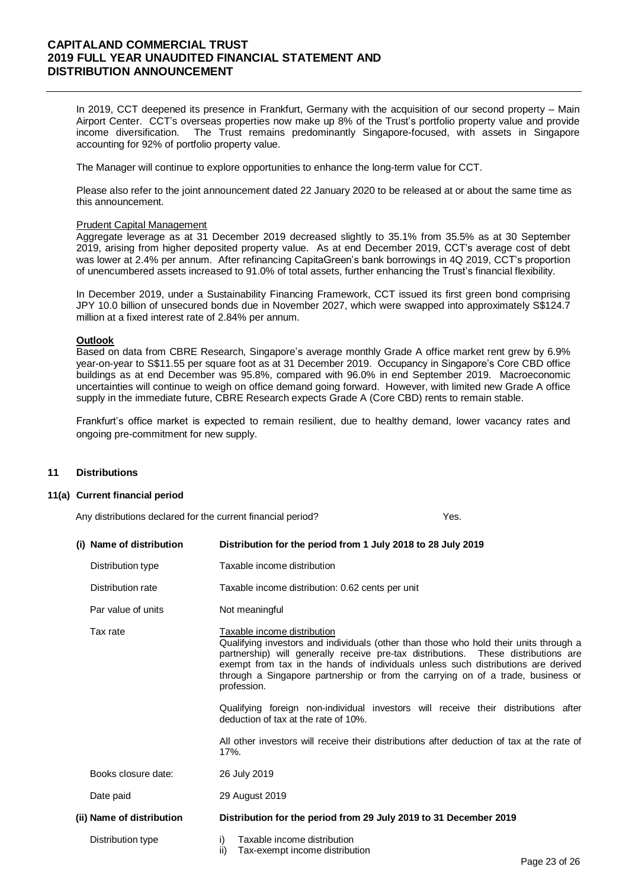In 2019, CCT deepened its presence in Frankfurt, Germany with the acquisition of our second property – Main Airport Center. CCT's overseas properties now make up 8% of the Trust's portfolio property value and provide income diversification. The Trust remains predominantly Singapore-focused, with assets in Singapore accounting for 92% of portfolio property value.

The Manager will continue to explore opportunities to enhance the long-term value for CCT.

Please also refer to the joint announcement dated 22 January 2020 to be released at or about the same time as this announcement.

Prudent Capital Management

Aggregate leverage as at 31 December 2019 decreased slightly to 35.1% from 35.5% as at 30 September 2019, arising from higher deposited property value. As at end December 2019, CCT's average cost of debt was lower at 2.4% per annum. After refinancing CapitaGreen's bank borrowings in 4Q 2019, CCT's proportion of unencumbered assets increased to 91.0% of total assets, further enhancing the Trust's financial flexibility.

In December 2019, under a Sustainability Financing Framework, CCT issued its first green bond comprising JPY 10.0 billion of unsecured bonds due in November 2027, which were swapped into approximately S$124.7 million at a fixed interest rate of 2.84% per annum.

**Outlook**

Based on data from CBRE Research, Singapore's average monthly Grade A office market rent grew by 6.9% year-on-year to S$11.55 per square foot as at 31 December 2019. Occupancy in Singapore's Core CBD office buildings as at end December was 95.8%, compared with 96.0% in end September 2019. Macroeconomic uncertainties will continue to weigh on office demand going forward. However, with limited new Grade A office supply in the immediate future, CBRE Research expects Grade A (Core CBD) rents to remain stable.

Frankfurt's office market is expected to remain resilient, due to healthy demand, lower vacancy rates and ongoing pre-commitment for new supply.

## 11 Distributions

### 11(a) Current financial period

Any distributions declared for the current financial period? Yes.

**(i) Name of distribution** — **Distribution for the period from 1 July 2018 to 28 July 2019**

Distribution type: Taxable income distribution

Distribution rate: Taxable income distribution: 0.62 cents per unit

Par value of units: Not meaningful

Tax rate:

Taxable income distribution

Qualifying investors and individuals (other than those who hold their units through a partnership) will generally receive pre-tax distributions. These distributions are exempt from tax in the hands of individuals unless such distributions are derived through a Singapore partnership or from the carrying on of a trade, business or profession.

Qualifying foreign non-individual investors will receive their distributions after deduction of tax at the rate of 10%.

All other investors will receive their distributions after deduction of tax at the rate of 17%.

Books closure date: 26 July 2019

Date paid: 29 August 2019

**(ii) Name of distribution** — **Distribution for the period from 29 July 2019 to 31 December 2019**

Distribution type:

i) Taxable income distribution
ii) Tax-exempt income distribution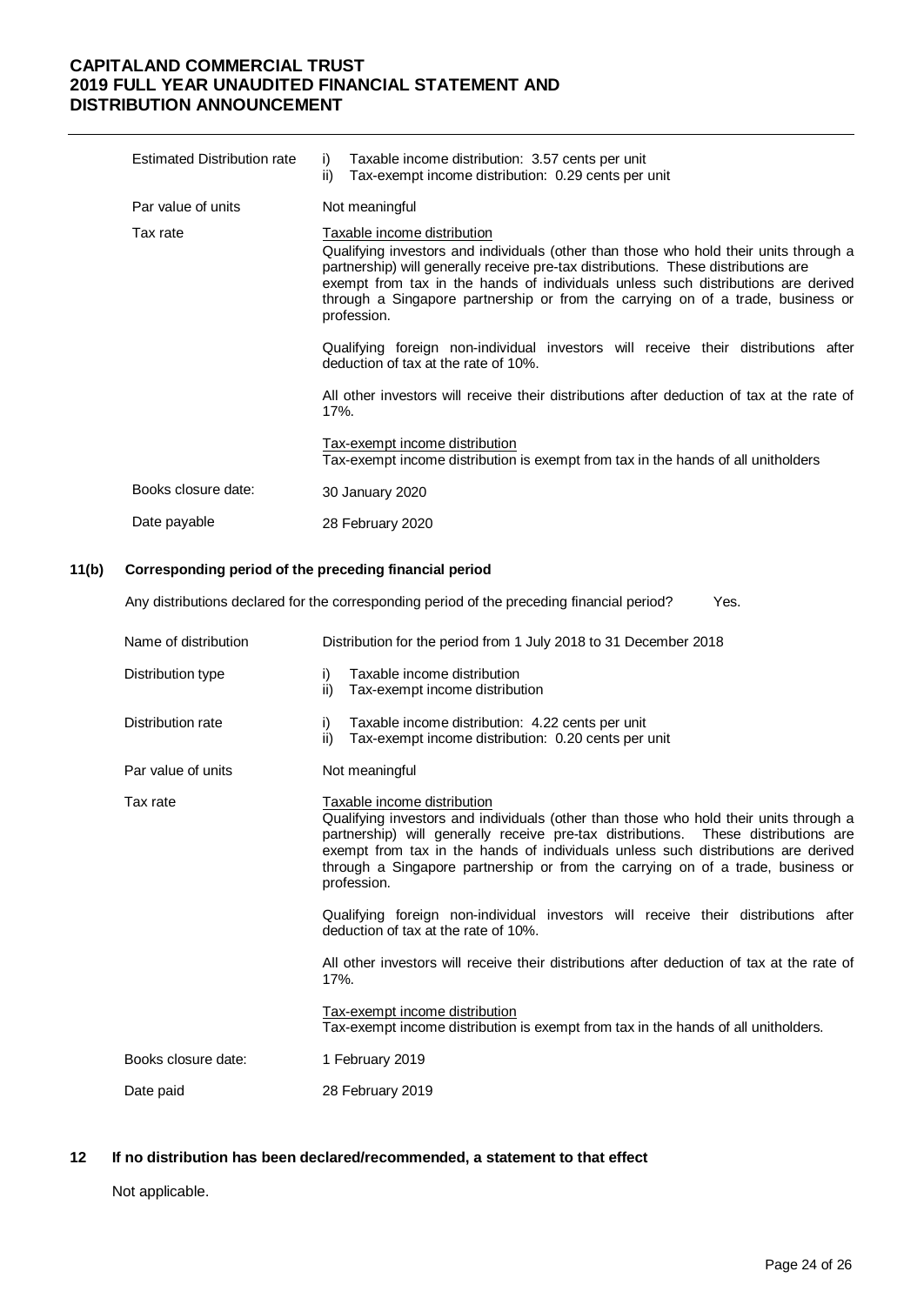| | |
|---|---|
| Estimated Distribution rate | i) Taxable income distribution: 3.57 cents per unit<br>ii) Tax-exempt income distribution: 0.29 cents per unit |
| Par value of units | Not meaningful |
| Tax rate | Taxable income distribution<br>Qualifying investors and individuals (other than those who hold their units through a partnership) will generally receive pre-tax distributions. These distributions are exempt from tax in the hands of individuals unless such distributions are derived through a Singapore partnership or from the carrying on of a trade, business or profession.<br><br>Qualifying foreign non-individual investors will receive their distributions after deduction of tax at the rate of 10%.<br><br>All other investors will receive their distributions after deduction of tax at the rate of 17%.<br><br>Tax-exempt income distribution<br>Tax-exempt income distribution is exempt from tax in the hands of all unitholders |
| Books closure date: | 30 January 2020 |
| Date payable | 28 February 2020 |

## 11(b) Corresponding period of the preceding financial period

Any distributions declared for the corresponding period of the preceding financial period? Yes.

| | |
|---|---|
| Name of distribution | Distribution for the period from 1 July 2018 to 31 December 2018 |
| Distribution type | i) Taxable income distribution<br>ii) Tax-exempt income distribution |
| Distribution rate | i) Taxable income distribution: 4.22 cents per unit<br>ii) Tax-exempt income distribution: 0.20 cents per unit |
| Par value of units | Not meaningful |
| Tax rate | Taxable income distribution<br>Qualifying investors and individuals (other than those who hold their units through a partnership) will generally receive pre-tax distributions. These distributions are exempt from tax in the hands of individuals unless such distributions are derived through a Singapore partnership or from the carrying on of a trade, business or profession.<br><br>Qualifying foreign non-individual investors will receive their distributions after deduction of tax at the rate of 10%.<br><br>All other investors will receive their distributions after deduction of tax at the rate of 17%.<br><br>Tax-exempt income distribution<br>Tax-exempt income distribution is exempt from tax in the hands of all unitholders. |
| Books closure date: | 1 February 2019 |
| Date paid | 28 February 2019 |

## 12 If no distribution has been declared/recommended, a statement to that effect

Not applicable.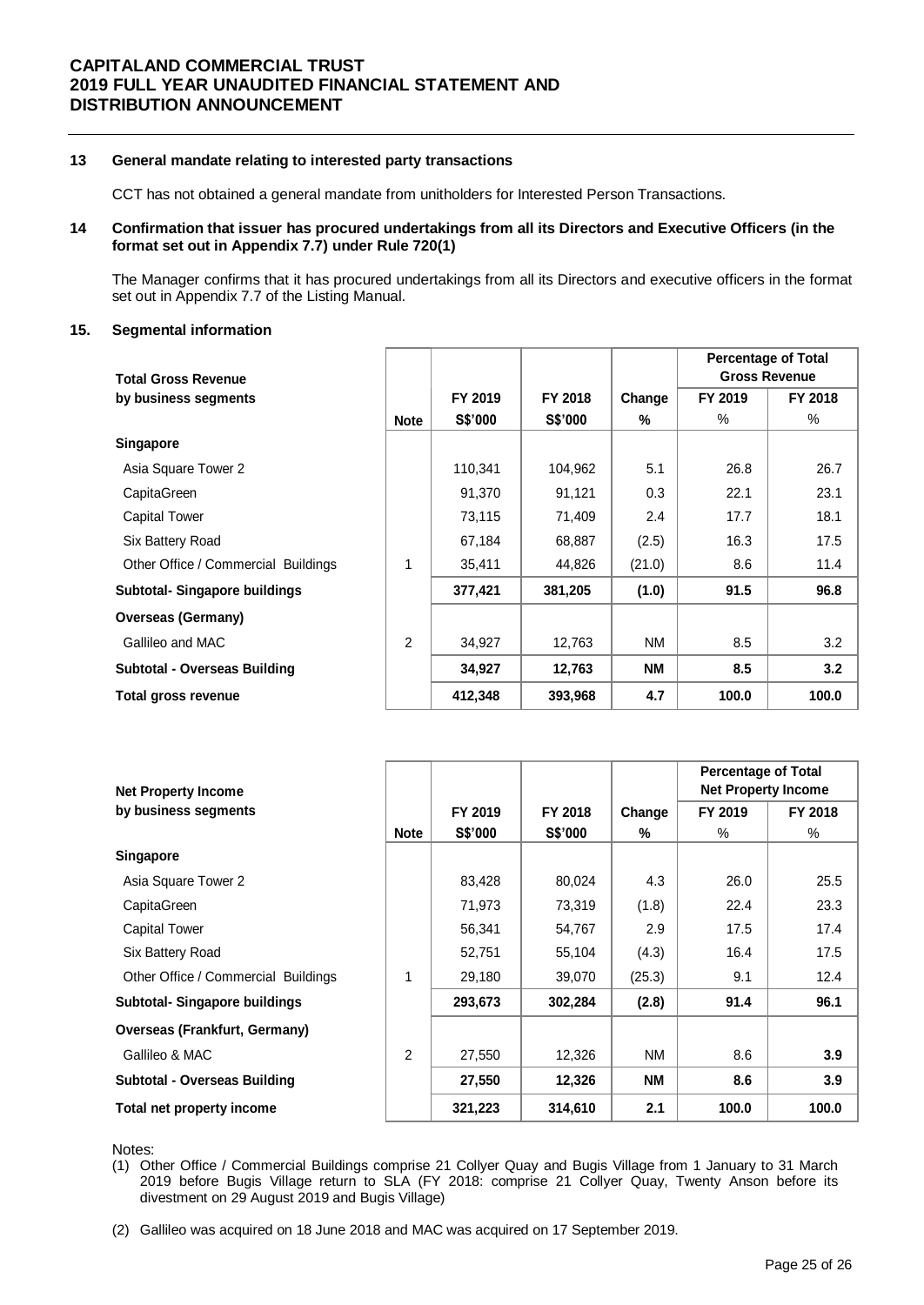### 13 General mandate relating to interested party transactions

CCT has not obtained a general mandate from unitholders for Interested Person Transactions.

### 14 Confirmation that issuer has procured undertakings from all its Directors and Executive Officers (in the format set out in Appendix 7.7) under Rule 720(1)

The Manager confirms that it has procured undertakings from all its Directors and executive officers in the format set out in Appendix 7.7 of the Listing Manual.

### 15. Segmental information

| Total Gross Revenue by business segments | Note | FY 2019 S$'000 | FY 2018 S$'000 | Change % | Percentage of Total Gross Revenue FY 2019 % | FY 2018 % |
|---|---|---|---|---|---|---|
| **Singapore** | | | | | | |
| Asia Square Tower 2 | | 110,341 | 104,962 | 5.1 | 26.8 | 26.7 |
| CapitaGreen | | 91,370 | 91,121 | 0.3 | 22.1 | 23.1 |
| Capital Tower | | 73,115 | 71,409 | 2.4 | 17.7 | 18.1 |
| Six Battery Road | | 67,184 | 68,887 | (2.5) | 16.3 | 17.5 |
| Other Office / Commercial Buildings | 1 | 35,411 | 44,826 | (21.0) | 8.6 | 11.4 |
| **Subtotal- Singapore buildings** | | **377,421** | **381,205** | **(1.0)** | **91.5** | **96.8** |
| **Overseas (Germany)** | | | | | | |
| Gallileo and MAC | 2 | 34,927 | 12,763 | NM | 8.5 | 3.2 |
| **Subtotal - Overseas Building** | | **34,927** | **12,763** | **NM** | **8.5** | **3.2** |
| **Total gross revenue** | | **412,348** | **393,968** | **4.7** | **100.0** | **100.0** |

| Net Property Income by business segments | Note | FY 2019 S$'000 | FY 2018 S$'000 | Change % | Percentage of Total Net Property Income FY 2019 % | FY 2018 % |
|---|---|---|---|---|---|---|
| **Singapore** | | | | | | |
| Asia Square Tower 2 | | 83,428 | 80,024 | 4.3 | 26.0 | 25.5 |
| CapitaGreen | | 71,973 | 73,319 | (1.8) | 22.4 | 23.3 |
| Capital Tower | | 56,341 | 54,767 | 2.9 | 17.5 | 17.4 |
| Six Battery Road | | 52,751 | 55,104 | (4.3) | 16.4 | 17.5 |
| Other Office / Commercial Buildings | 1 | 29,180 | 39,070 | (25.3) | 9.1 | 12.4 |
| **Subtotal- Singapore buildings** | | **293,673** | **302,284** | **(2.8)** | **91.4** | **96.1** |
| **Overseas (Frankfurt, Germany)** | | | | | | |
| Gallileo & MAC | 2 | 27,550 | 12,326 | NM | 8.6 | **3.9** |
| **Subtotal - Overseas Building** | | **27,550** | **12,326** | **NM** | **8.6** | **3.9** |
| **Total net property income** | | **321,223** | **314,610** | **2.1** | **100.0** | **100.0** |

Notes:

(1) Other Office / Commercial Buildings comprise 21 Collyer Quay and Bugis Village from 1 January to 31 March 2019 before Bugis Village return to SLA (FY 2018: comprise 21 Collyer Quay, Twenty Anson before its divestment on 29 August 2019 and Bugis Village)

(2) Gallileo was acquired on 18 June 2018 and MAC was acquired on 17 September 2019.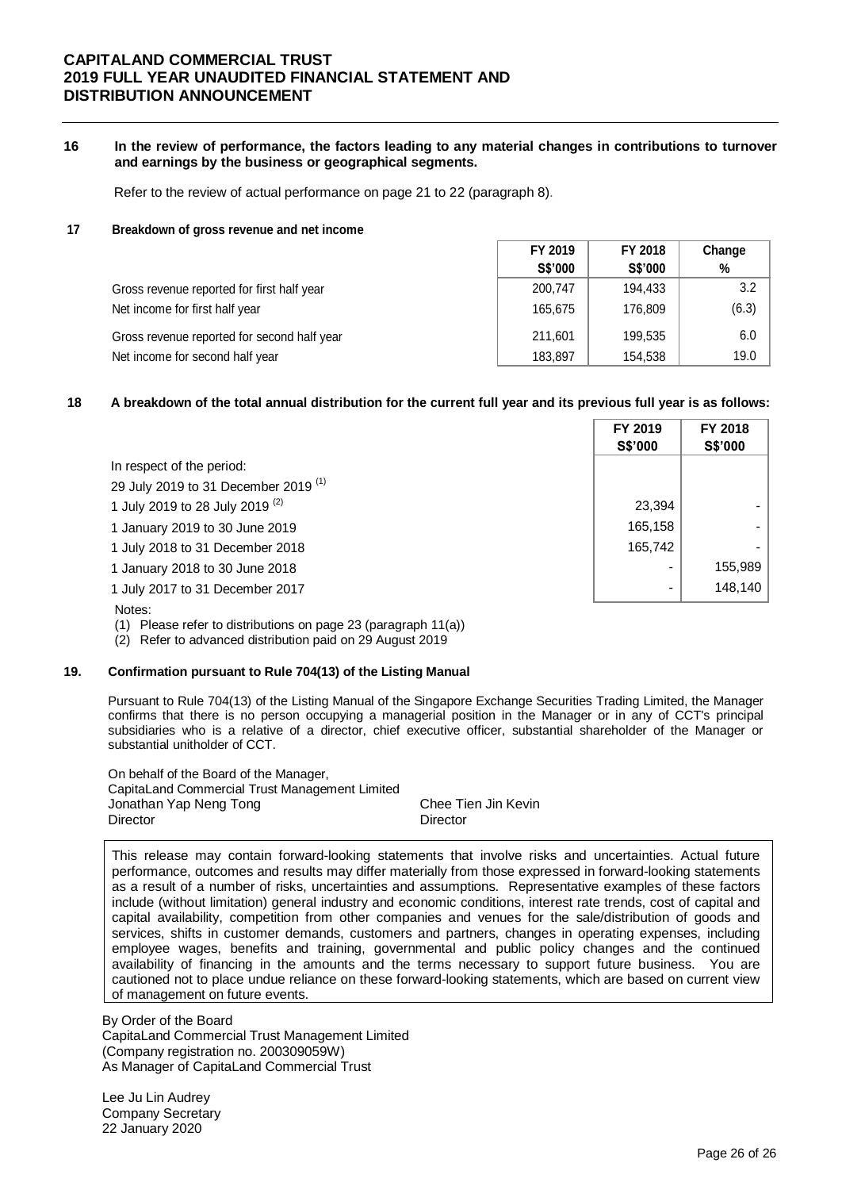**16 In the review of performance, the factors leading to any material changes in contributions to turnover and earnings by the business or geographical segments.**

Refer to the review of actual performance on page 21 to 22 (paragraph 8).

**17 Breakdown of gross revenue and net income**

| | FY 2019 S$'000 | FY 2018 S$'000 | Change % |
|---|---|---|---|
| Gross revenue reported for first half year | 200,747 | 194,433 | 3.2 |
| Net income for first half year | 165,675 | 176,809 | (6.3) |
| Gross revenue reported for second half year | 211,601 | 199,535 | 6.0 |
| Net income for second half year | 183,897 | 154,538 | 19.0 |

**18 A breakdown of the total annual distribution for the current full year and its previous full year is as follows:**

| | FY 2019 S$'000 | FY 2018 S$'000 |
|---|---|---|
| In respect of the period: | | |
| 29 July 2019 to 31 December 2019 [(1)] | | |
| 1 July 2019 to 28 July 2019 [(2)] | 23,394 | - |
| 1 January 2019 to 30 June 2019 | 165,158 | - |
| 1 July 2018 to 31 December 2018 | 165,742 | - |
| 1 January 2018 to 30 June 2018 | - | 155,989 |
| 1 July 2017 to 31 December 2017 | - | 148,140 |

Notes:

(1) Please refer to distributions on page 23 (paragraph 11(a))

(2) Refer to advanced distribution paid on 29 August 2019

**19. Confirmation pursuant to Rule 704(13) of the Listing Manual**

Pursuant to Rule 704(13) of the Listing Manual of the Singapore Exchange Securities Trading Limited, the Manager confirms that there is no person occupying a managerial position in the Manager or in any of CCT's principal subsidiaries who is a relative of a director, chief executive officer, substantial shareholder of the Manager or substantial unitholder of CCT.

On behalf of the Board of the Manager,
CapitaLand Commercial Trust Management Limited

Jonathan Yap Neng Tong
Director

Chee Tien Jin Kevin
Director

This release may contain forward-looking statements that involve risks and uncertainties. Actual future performance, outcomes and results may differ materially from those expressed in forward-looking statements as a result of a number of risks, uncertainties and assumptions. Representative examples of these factors include (without limitation) general industry and economic conditions, interest rate trends, cost of capital and capital availability, competition from other companies and venues for the sale/distribution of goods and services, shifts in customer demands, customers and partners, changes in operating expenses, including employee wages, benefits and training, governmental and public policy changes and the continued availability of financing in the amounts and the terms necessary to support future business. You are cautioned not to place undue reliance on these forward-looking statements, which are based on current view of management on future events.

By Order of the Board
CapitaLand Commercial Trust Management Limited
(Company registration no. 200309059W)
As Manager of CapitaLand Commercial Trust

Lee Ju Lin Audrey
Company Secretary
22 January 2020